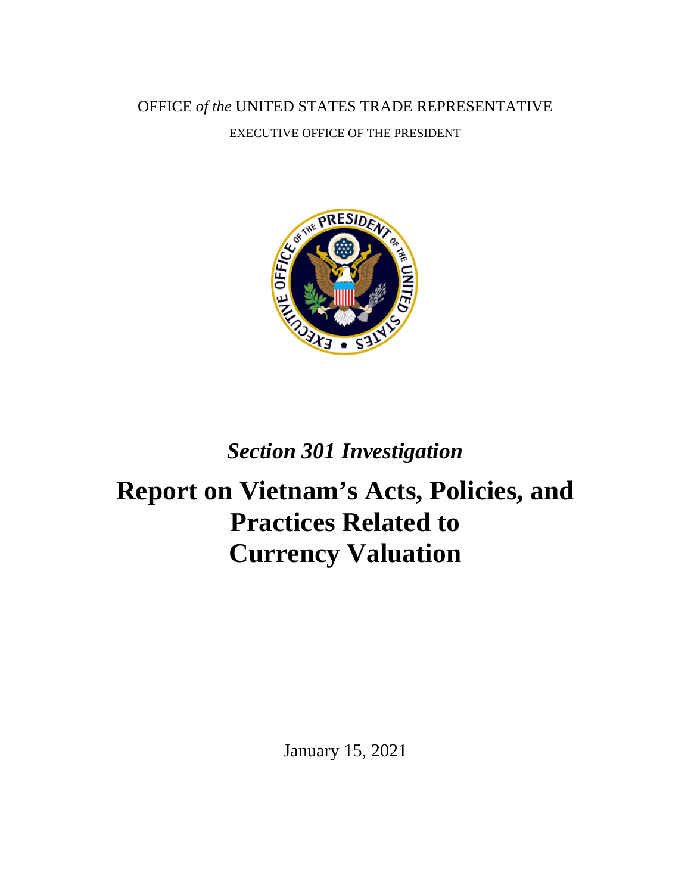OFFICE *of the* UNITED STATES TRADE REPRESENTATIVE

EXECUTIVE OFFICE OF THE PRESIDENT

*Section 301 Investigation*

# Report on Vietnam's Acts, Policies, and Practices Related to Currency Valuation

January 15, 2021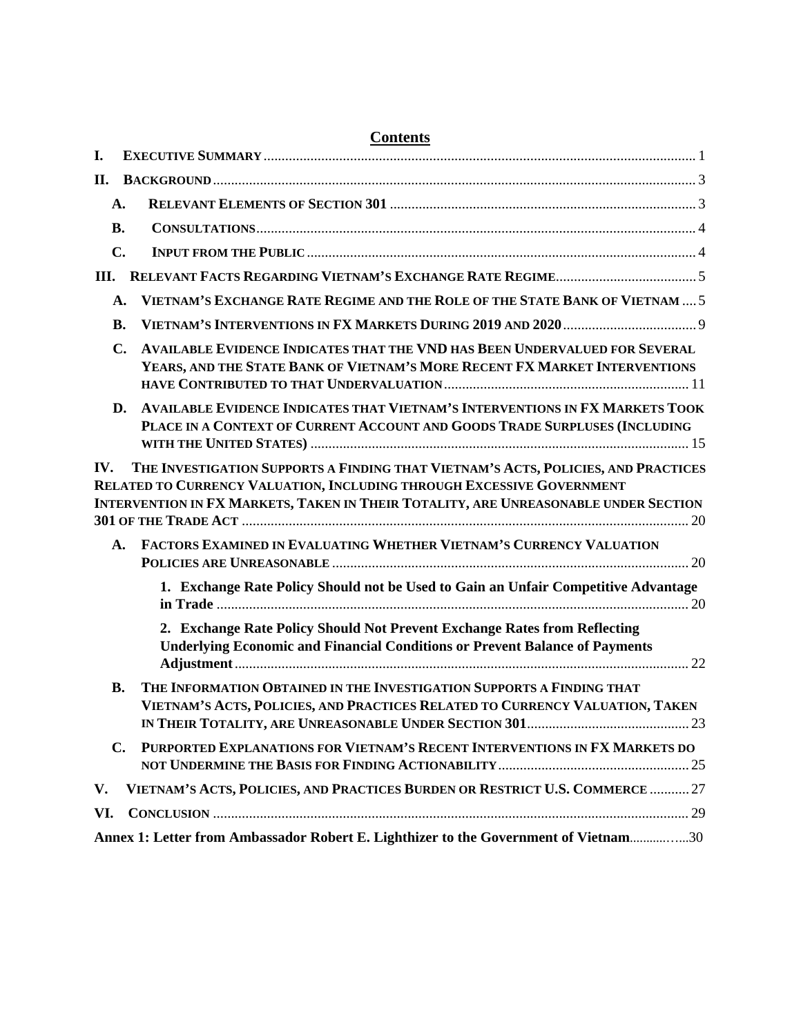# Contents

I. EXECUTIVE SUMMARY ........ 1

II. BACKGROUND ........ 3

- A. RELEVANT ELEMENTS OF SECTION 301 ........ 3
- B. CONSULTATIONS ........ 4
- C. INPUT FROM THE PUBLIC ........ 4

III. RELEVANT FACTS REGARDING VIETNAM'S EXCHANGE RATE REGIME ........ 5

- A. VIETNAM'S EXCHANGE RATE REGIME AND THE ROLE OF THE STATE BANK OF VIETNAM ........ 5
- B. VIETNAM'S INTERVENTIONS IN FX MARKETS DURING 2019 AND 2020 ........ 9
- C. AVAILABLE EVIDENCE INDICATES THAT THE VND HAS BEEN UNDERVALUED FOR SEVERAL YEARS, AND THE STATE BANK OF VIETNAM'S MORE RECENT FX MARKET INTERVENTIONS HAVE CONTRIBUTED TO THAT UNDERVALUATION ........ 11
- D. AVAILABLE EVIDENCE INDICATES THAT VIETNAM'S INTERVENTIONS IN FX MARKETS TOOK PLACE IN A CONTEXT OF CURRENT ACCOUNT AND GOODS TRADE SURPLUSES (INCLUDING WITH THE UNITED STATES) ........ 15

IV. THE INVESTIGATION SUPPORTS A FINDING THAT VIETNAM'S ACTS, POLICIES, AND PRACTICES RELATED TO CURRENCY VALUATION, INCLUDING THROUGH EXCESSIVE GOVERNMENT INTERVENTION IN FX MARKETS, TAKEN IN THEIR TOTALITY, ARE UNREASONABLE UNDER SECTION 301 OF THE TRADE ACT ........ 20

- A. FACTORS EXAMINED IN EVALUATING WHETHER VIETNAM'S CURRENCY VALUATION POLICIES ARE UNREASONABLE ........ 20
  - 1. Exchange Rate Policy Should not be Used to Gain an Unfair Competitive Advantage in Trade ........ 20
  - 2. Exchange Rate Policy Should Not Prevent Exchange Rates from Reflecting Underlying Economic and Financial Conditions or Prevent Balance of Payments Adjustment ........ 22
- B. THE INFORMATION OBTAINED IN THE INVESTIGATION SUPPORTS A FINDING THAT VIETNAM'S ACTS, POLICIES, AND PRACTICES RELATED TO CURRENCY VALUATION, TAKEN IN THEIR TOTALITY, ARE UNREASONABLE UNDER SECTION 301 ........ 23
- C. PURPORTED EXPLANATIONS FOR VIETNAM'S RECENT INTERVENTIONS IN FX MARKETS DO NOT UNDERMINE THE BASIS FOR FINDING ACTIONABILITY ........ 25

V. VIETNAM'S ACTS, POLICIES, AND PRACTICES BURDEN OR RESTRICT U.S. COMMERCE ........ 27

VI. CONCLUSION ........ 29

**Annex 1: Letter from Ambassador Robert E. Lighthizer to the Government of Vietnam** ........ 30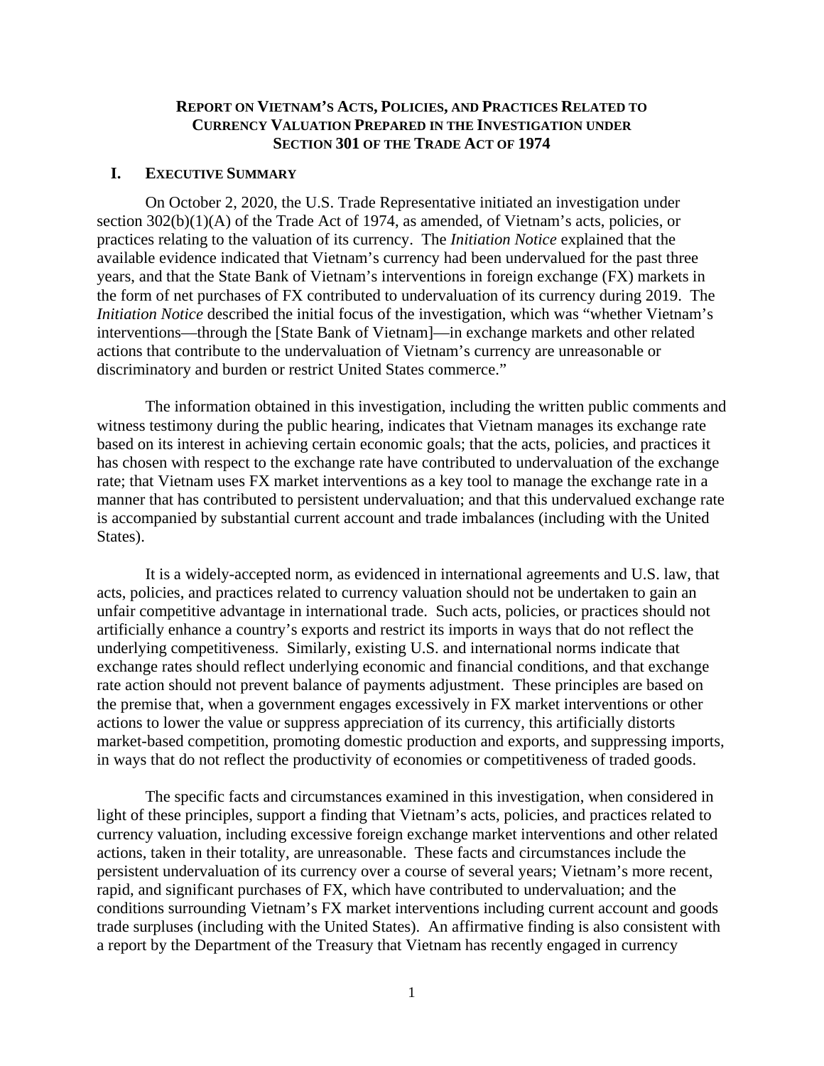# Report on Vietnam's Acts, Policies, and Practices Related to Currency Valuation Prepared in the Investigation under Section 301 of the Trade Act of 1974

## I. Executive Summary

On October 2, 2020, the U.S. Trade Representative initiated an investigation under section 302(b)(1)(A) of the Trade Act of 1974, as amended, of Vietnam's acts, policies, or practices relating to the valuation of its currency. The *Initiation Notice* explained that the available evidence indicated that Vietnam's currency had been undervalued for the past three years, and that the State Bank of Vietnam's interventions in foreign exchange (FX) markets in the form of net purchases of FX contributed to undervaluation of its currency during 2019. The *Initiation Notice* described the initial focus of the investigation, which was "whether Vietnam's interventions—through the [State Bank of Vietnam]—in exchange markets and other related actions that contribute to the undervaluation of Vietnam's currency are unreasonable or discriminatory and burden or restrict United States commerce."

The information obtained in this investigation, including the written public comments and witness testimony during the public hearing, indicates that Vietnam manages its exchange rate based on its interest in achieving certain economic goals; that the acts, policies, and practices it has chosen with respect to the exchange rate have contributed to undervaluation of the exchange rate; that Vietnam uses FX market interventions as a key tool to manage the exchange rate in a manner that has contributed to persistent undervaluation; and that this undervalued exchange rate is accompanied by substantial current account and trade imbalances (including with the United States).

It is a widely-accepted norm, as evidenced in international agreements and U.S. law, that acts, policies, and practices related to currency valuation should not be undertaken to gain an unfair competitive advantage in international trade. Such acts, policies, or practices should not artificially enhance a country's exports and restrict its imports in ways that do not reflect the underlying competitiveness. Similarly, existing U.S. and international norms indicate that exchange rates should reflect underlying economic and financial conditions, and that exchange rate action should not prevent balance of payments adjustment. These principles are based on the premise that, when a government engages excessively in FX market interventions or other actions to lower the value or suppress appreciation of its currency, this artificially distorts market-based competition, promoting domestic production and exports, and suppressing imports, in ways that do not reflect the productivity of economies or competitiveness of traded goods.

The specific facts and circumstances examined in this investigation, when considered in light of these principles, support a finding that Vietnam's acts, policies, and practices related to currency valuation, including excessive foreign exchange market interventions and other related actions, taken in their totality, are unreasonable. These facts and circumstances include the persistent undervaluation of its currency over a course of several years; Vietnam's more recent, rapid, and significant purchases of FX, which have contributed to undervaluation; and the conditions surrounding Vietnam's FX market interventions including current account and goods trade surpluses (including with the United States). An affirmative finding is also consistent with a report by the Department of the Treasury that Vietnam has recently engaged in currency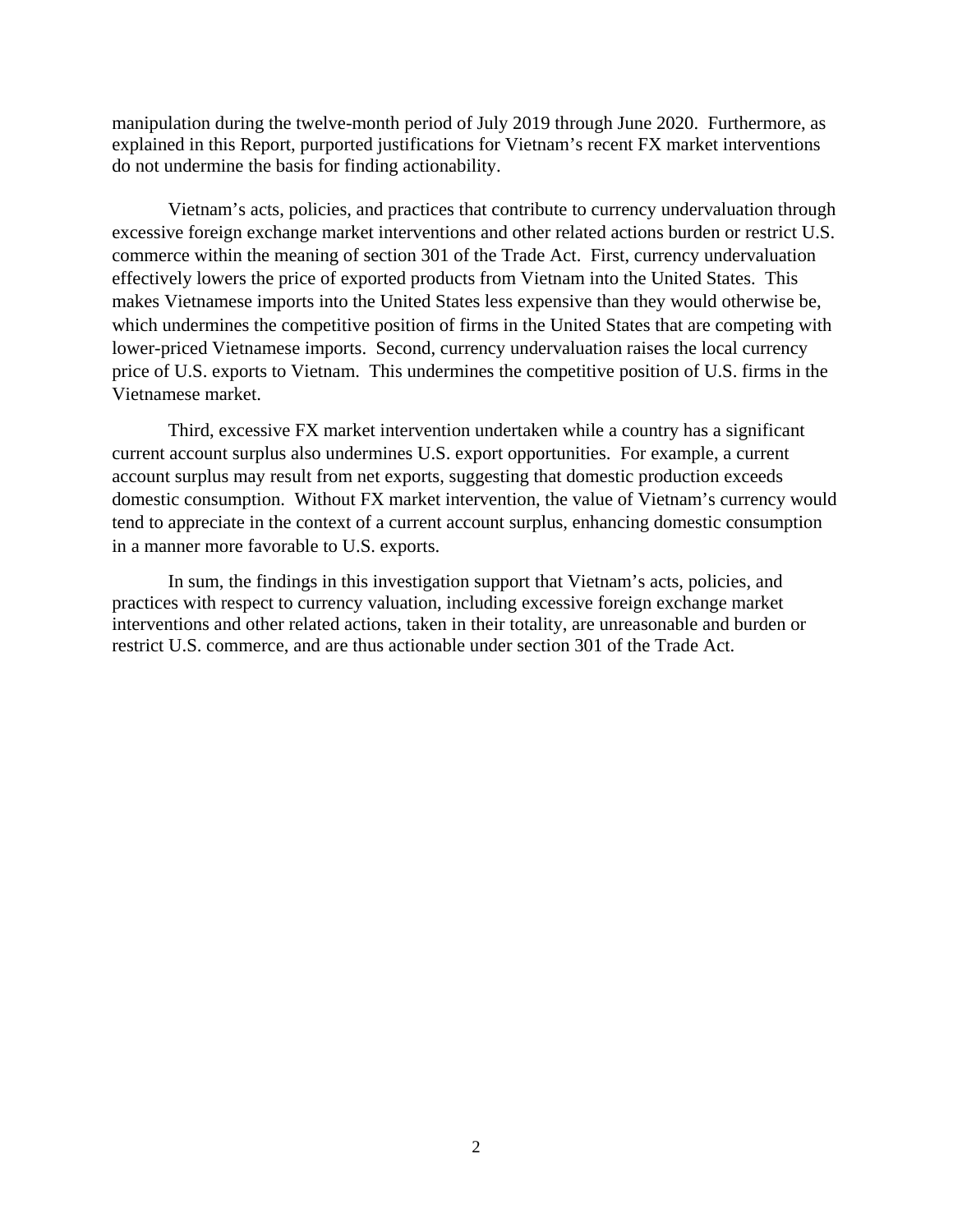manipulation during the twelve-month period of July 2019 through June 2020. Furthermore, as explained in this Report, purported justifications for Vietnam's recent FX market interventions do not undermine the basis for finding actionability.

Vietnam's acts, policies, and practices that contribute to currency undervaluation through excessive foreign exchange market interventions and other related actions burden or restrict U.S. commerce within the meaning of section 301 of the Trade Act. First, currency undervaluation effectively lowers the price of exported products from Vietnam into the United States. This makes Vietnamese imports into the United States less expensive than they would otherwise be, which undermines the competitive position of firms in the United States that are competing with lower-priced Vietnamese imports. Second, currency undervaluation raises the local currency price of U.S. exports to Vietnam. This undermines the competitive position of U.S. firms in the Vietnamese market.

Third, excessive FX market intervention undertaken while a country has a significant current account surplus also undermines U.S. export opportunities. For example, a current account surplus may result from net exports, suggesting that domestic production exceeds domestic consumption. Without FX market intervention, the value of Vietnam's currency would tend to appreciate in the context of a current account surplus, enhancing domestic consumption in a manner more favorable to U.S. exports.

In sum, the findings in this investigation support that Vietnam's acts, policies, and practices with respect to currency valuation, including excessive foreign exchange market interventions and other related actions, taken in their totality, are unreasonable and burden or restrict U.S. commerce, and are thus actionable under section 301 of the Trade Act.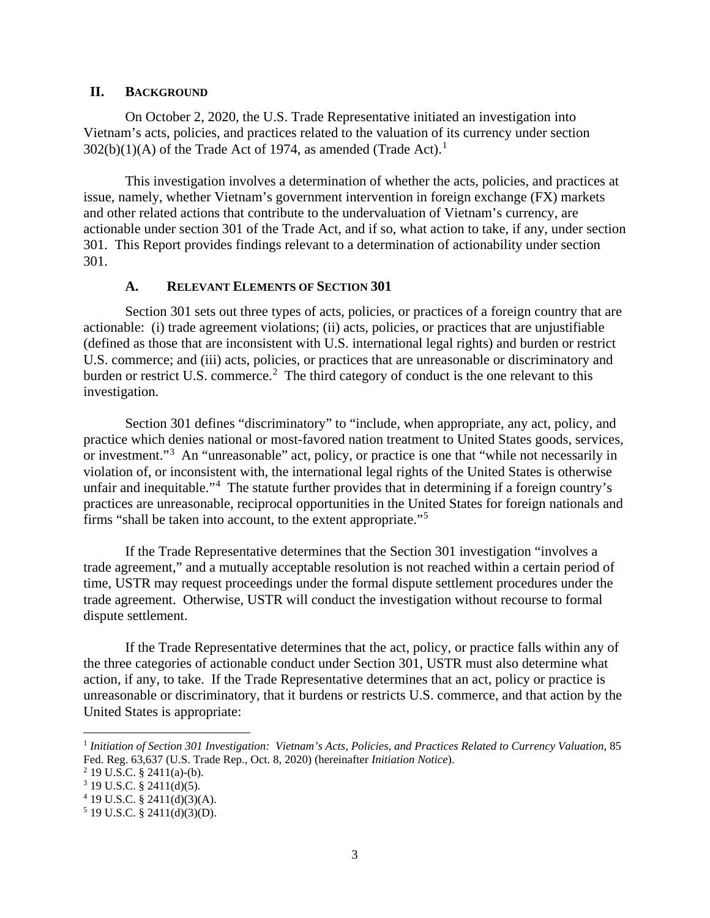## II. BACKGROUND

On October 2, 2020, the U.S. Trade Representative initiated an investigation into Vietnam's acts, policies, and practices related to the valuation of its currency under section 302(b)(1)(A) of the Trade Act of 1974, as amended (Trade Act).[1]

This investigation involves a determination of whether the acts, policies, and practices at issue, namely, whether Vietnam's government intervention in foreign exchange (FX) markets and other related actions that contribute to the undervaluation of Vietnam's currency, are actionable under section 301 of the Trade Act, and if so, what action to take, if any, under section 301. This Report provides findings relevant to a determination of actionability under section 301.

### A. RELEVANT ELEMENTS OF SECTION 301

Section 301 sets out three types of acts, policies, or practices of a foreign country that are actionable: (i) trade agreement violations; (ii) acts, policies, or practices that are unjustifiable (defined as those that are inconsistent with U.S. international legal rights) and burden or restrict U.S. commerce; and (iii) acts, policies, or practices that are unreasonable or discriminatory and burden or restrict U.S. commerce.[2] The third category of conduct is the one relevant to this investigation.

Section 301 defines "discriminatory" to "include, when appropriate, any act, policy, and practice which denies national or most-favored nation treatment to United States goods, services, or investment."[3] An "unreasonable" act, policy, or practice is one that "while not necessarily in violation of, or inconsistent with, the international legal rights of the United States is otherwise unfair and inequitable."[4] The statute further provides that in determining if a foreign country's practices are unreasonable, reciprocal opportunities in the United States for foreign nationals and firms "shall be taken into account, to the extent appropriate."[5]

If the Trade Representative determines that the Section 301 investigation "involves a trade agreement," and a mutually acceptable resolution is not reached within a certain period of time, USTR may request proceedings under the formal dispute settlement procedures under the trade agreement. Otherwise, USTR will conduct the investigation without recourse to formal dispute settlement.

If the Trade Representative determines that the act, policy, or practice falls within any of the three categories of actionable conduct under Section 301, USTR must also determine what action, if any, to take. If the Trade Representative determines that an act, policy or practice is unreasonable or discriminatory, that it burdens or restricts U.S. commerce, and that action by the United States is appropriate:

---

[1] *Initiation of Section 301 Investigation: Vietnam's Acts, Policies, and Practices Related to Currency Valuation*, 85 Fed. Reg. 63,637 (U.S. Trade Rep., Oct. 8, 2020) (hereinafter *Initiation Notice*).

[2] 19 U.S.C. § 2411(a)-(b).

[3] 19 U.S.C. § 2411(d)(5).

[4] 19 U.S.C. § 2411(d)(3)(A).

[5] 19 U.S.C. § 2411(d)(3)(D).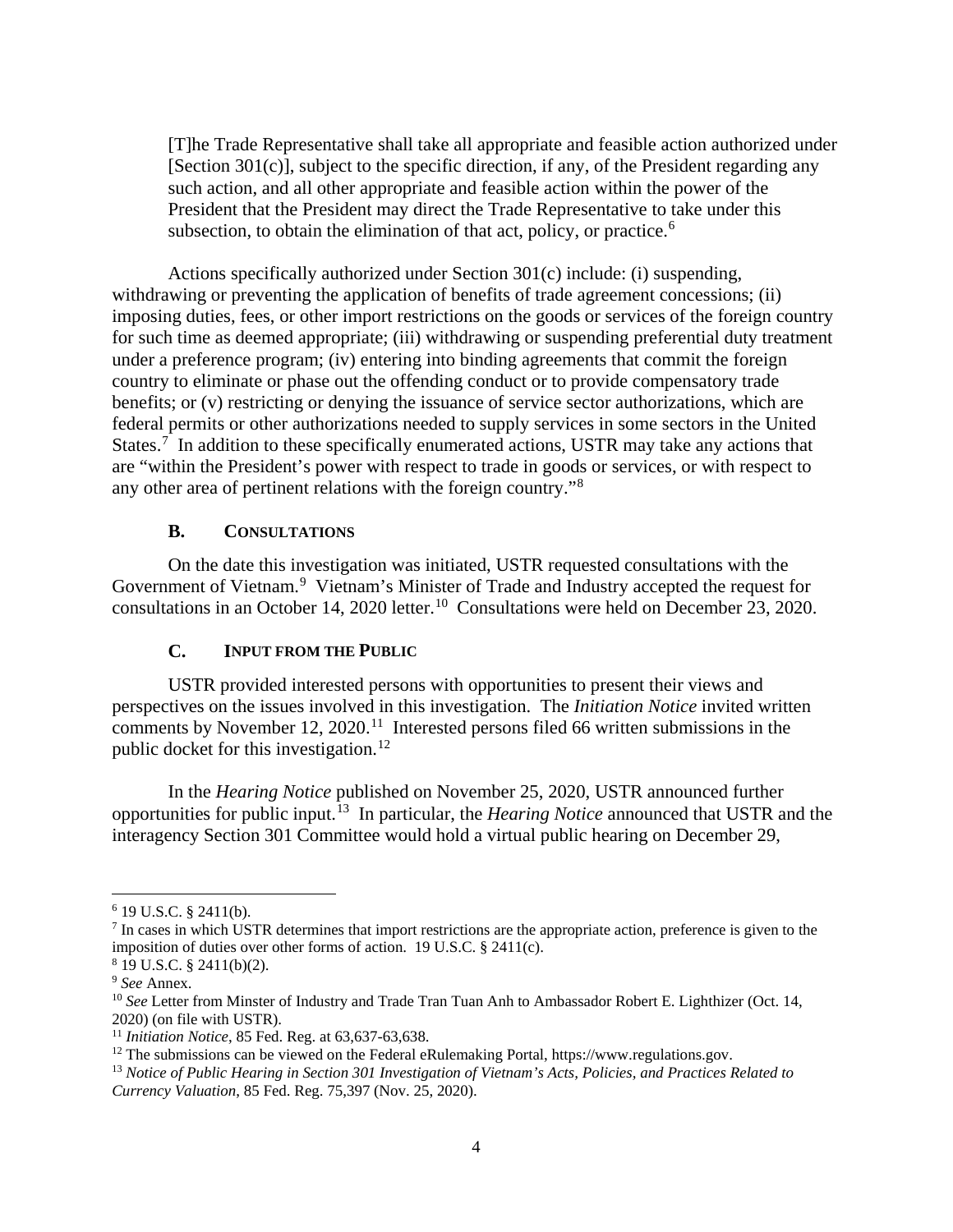> [T]he Trade Representative shall take all appropriate and feasible action authorized under [Section 301(c)], subject to the specific direction, if any, of the President regarding any such action, and all other appropriate and feasible action within the power of the President that the President may direct the Trade Representative to take under this subsection, to obtain the elimination of that act, policy, or practice.[6]

Actions specifically authorized under Section 301(c) include: (i) suspending, withdrawing or preventing the application of benefits of trade agreement concessions; (ii) imposing duties, fees, or other import restrictions on the goods or services of the foreign country for such time as deemed appropriate; (iii) withdrawing or suspending preferential duty treatment under a preference program; (iv) entering into binding agreements that commit the foreign country to eliminate or phase out the offending conduct or to provide compensatory trade benefits; or (v) restricting or denying the issuance of service sector authorizations, which are federal permits or other authorizations needed to supply services in some sectors in the United States.[7] In addition to these specifically enumerated actions, USTR may take any actions that are "within the President's power with respect to trade in goods or services, or with respect to any other area of pertinent relations with the foreign country."[8]

### B. Consultations

On the date this investigation was initiated, USTR requested consultations with the Government of Vietnam.[9] Vietnam's Minister of Trade and Industry accepted the request for consultations in an October 14, 2020 letter.[10] Consultations were held on December 23, 2020.

### C. Input from the Public

USTR provided interested persons with opportunities to present their views and perspectives on the issues involved in this investigation. The *Initiation Notice* invited written comments by November 12, 2020.[11] Interested persons filed 66 written submissions in the public docket for this investigation.[12]

In the *Hearing Notice* published on November 25, 2020, USTR announced further opportunities for public input.[13] In particular, the *Hearing Notice* announced that USTR and the interagency Section 301 Committee would hold a virtual public hearing on December 29,

---

[6] 19 U.S.C. § 2411(b).

[7] In cases in which USTR determines that import restrictions are the appropriate action, preference is given to the imposition of duties over other forms of action. 19 U.S.C. § 2411(c).

[8] 19 U.S.C. § 2411(b)(2).

[9] *See* Annex.

[10] *See* Letter from Minster of Industry and Trade Tran Tuan Anh to Ambassador Robert E. Lighthizer (Oct. 14, 2020) (on file with USTR).

[11] *Initiation Notice*, 85 Fed. Reg. at 63,637-63,638.

[12] The submissions can be viewed on the Federal eRulemaking Portal, https://www.regulations.gov.

[13] *Notice of Public Hearing in Section 301 Investigation of Vietnam's Acts, Policies, and Practices Related to Currency Valuation*, 85 Fed. Reg. 75,397 (Nov. 25, 2020).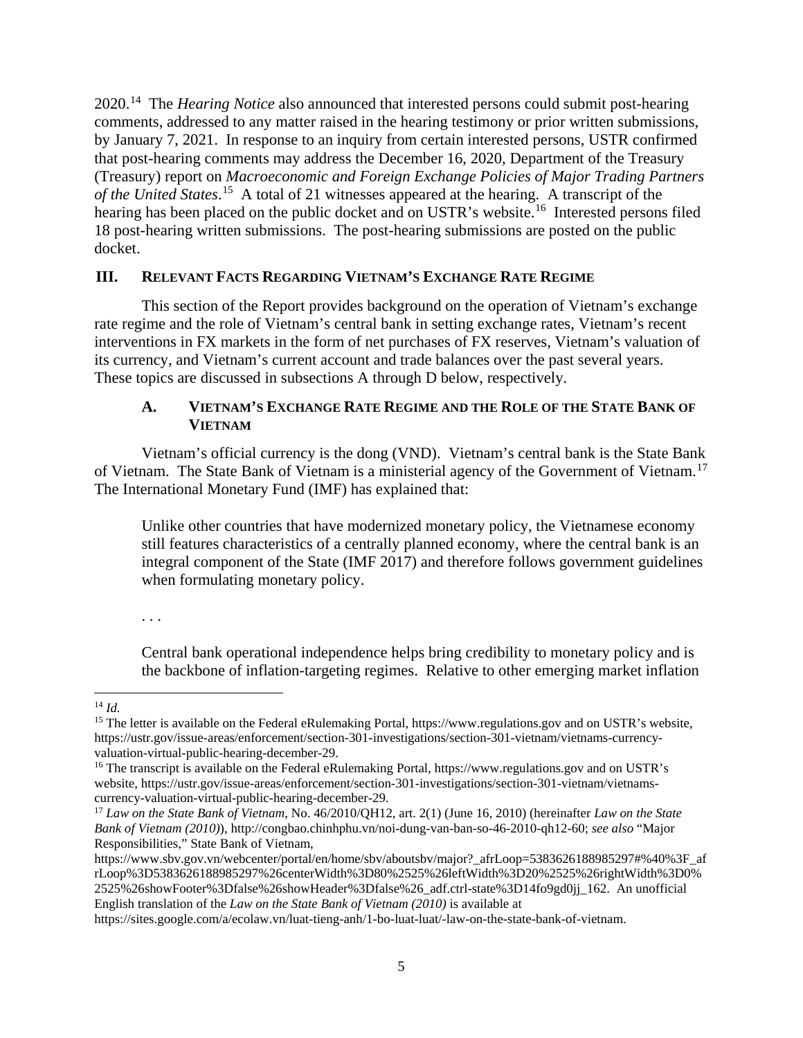2020.[14] The *Hearing Notice* also announced that interested persons could submit post-hearing comments, addressed to any matter raised in the hearing testimony or prior written submissions, by January 7, 2021. In response to an inquiry from certain interested persons, USTR confirmed that post-hearing comments may address the December 16, 2020, Department of the Treasury (Treasury) report on *Macroeconomic and Foreign Exchange Policies of Major Trading Partners of the United States*.[15] A total of 21 witnesses appeared at the hearing. A transcript of the hearing has been placed on the public docket and on USTR's website.[16] Interested persons filed 18 post-hearing written submissions. The post-hearing submissions are posted on the public docket.

## III. Relevant Facts Regarding Vietnam's Exchange Rate Regime

This section of the Report provides background on the operation of Vietnam's exchange rate regime and the role of Vietnam's central bank in setting exchange rates, Vietnam's recent interventions in FX markets in the form of net purchases of FX reserves, Vietnam's valuation of its currency, and Vietnam's current account and trade balances over the past several years. These topics are discussed in subsections A through D below, respectively.

### A. Vietnam's Exchange Rate Regime and the Role of the State Bank of Vietnam

Vietnam's official currency is the dong (VND). Vietnam's central bank is the State Bank of Vietnam. The State Bank of Vietnam is a ministerial agency of the Government of Vietnam.[17] The International Monetary Fund (IMF) has explained that:

> Unlike other countries that have modernized monetary policy, the Vietnamese economy still features characteristics of a centrally planned economy, where the central bank is an integral component of the State (IMF 2017) and therefore follows government guidelines when formulating monetary policy.
>
> . . .
>
> Central bank operational independence helps bring credibility to monetary policy and is the backbone of inflation-targeting regimes. Relative to other emerging market inflation

---

[14] *Id.*

[15] The letter is available on the Federal eRulemaking Portal, https://www.regulations.gov and on USTR's website, https://ustr.gov/issue-areas/enforcement/section-301-investigations/section-301-vietnam/vietnams-currency-valuation-virtual-public-hearing-december-29.

[16] The transcript is available on the Federal eRulemaking Portal, https://www.regulations.gov and on USTR's website, https://ustr.gov/issue-areas/enforcement/section-301-investigations/section-301-vietnam/vietnams-currency-valuation-virtual-public-hearing-december-29.

[17] *Law on the State Bank of Vietnam*, No. 46/2010/QH12, art. 2(1) (June 16, 2010) (hereinafter *Law on the State Bank of Vietnam (2010)*), http://congbao.chinhphu.vn/noi-dung-van-ban-so-46-2010-qh12-60; *see also* "Major Responsibilities," State Bank of Vietnam, https://www.sbv.gov.vn/webcenter/portal/en/home/sbv/aboutsbv/major?_afrLoop=5383626188985297#%40%3F_afrLoop%3D5383626188985297%26centerWidth%3D80%2525%26leftWidth%3D20%2525%26rightWidth%3D0%2525%26showFooter%3Dfalse%26showHeader%3Dfalse%26_adf.ctrl-state%3D14fo9gd0jj_162. An unofficial English translation of the *Law on the State Bank of Vietnam (2010)* is available at https://sites.google.com/a/ecolaw.vn/luat-tieng-anh/1-bo-luat-luat/-law-on-the-state-bank-of-vietnam.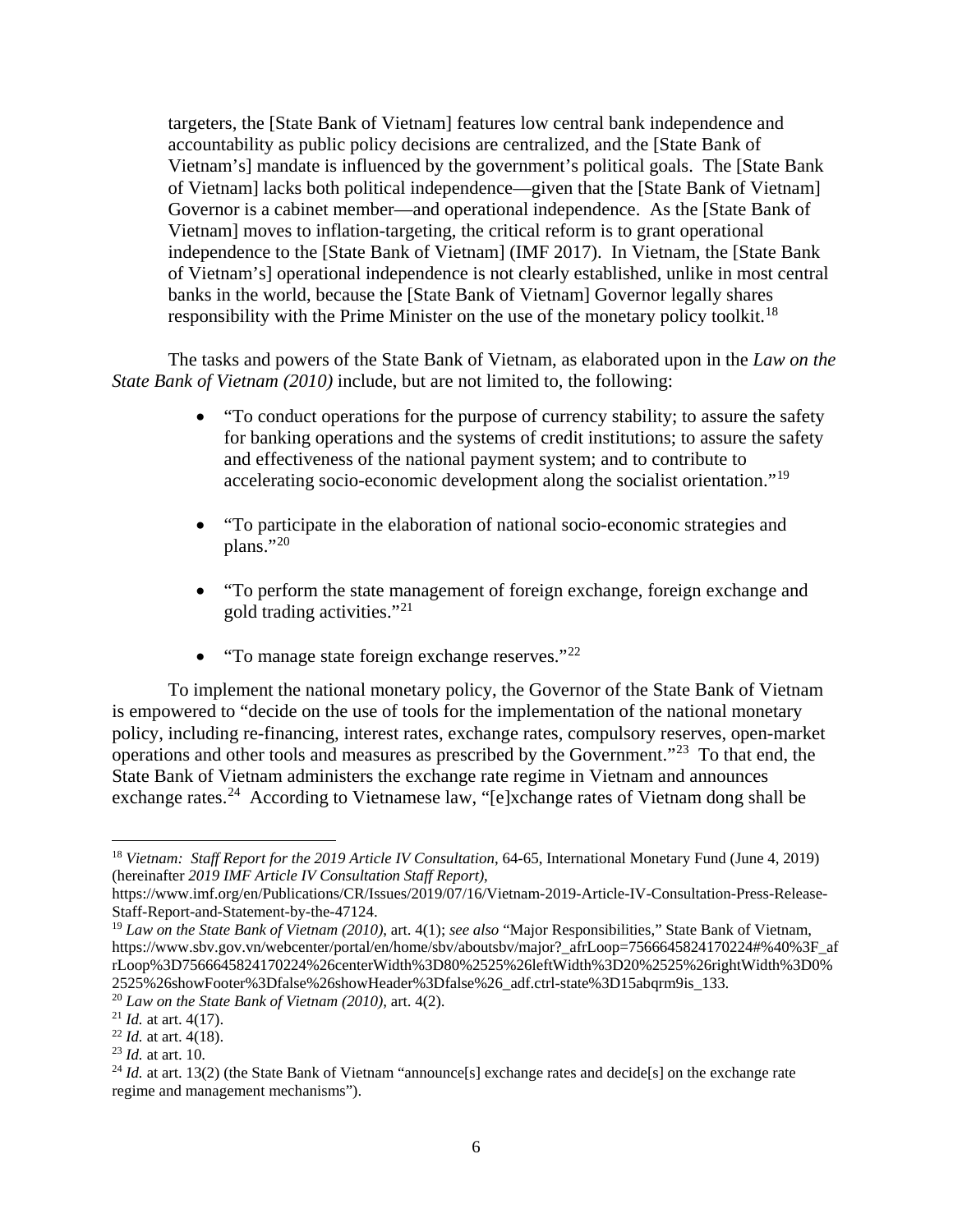> targeters, the [State Bank of Vietnam] features low central bank independence and accountability as public policy decisions are centralized, and the [State Bank of Vietnam's] mandate is influenced by the government's political goals. The [State Bank of Vietnam] lacks both political independence—given that the [State Bank of Vietnam] Governor is a cabinet member—and operational independence. As the [State Bank of Vietnam] moves to inflation-targeting, the critical reform is to grant operational independence to the [State Bank of Vietnam] (IMF 2017). In Vietnam, the [State Bank of Vietnam's] operational independence is not clearly established, unlike in most central banks in the world, because the [State Bank of Vietnam] Governor legally shares responsibility with the Prime Minister on the use of the monetary policy toolkit.[18]

The tasks and powers of the State Bank of Vietnam, as elaborated upon in the *Law on the State Bank of Vietnam (2010)* include, but are not limited to, the following:

- "To conduct operations for the purpose of currency stability; to assure the safety for banking operations and the systems of credit institutions; to assure the safety and effectiveness of the national payment system; and to contribute to accelerating socio-economic development along the socialist orientation."[19]
- "To participate in the elaboration of national socio-economic strategies and plans."[20]
- "To perform the state management of foreign exchange, foreign exchange and gold trading activities."[21]
- "To manage state foreign exchange reserves."[22]

To implement the national monetary policy, the Governor of the State Bank of Vietnam is empowered to "decide on the use of tools for the implementation of the national monetary policy, including re-financing, interest rates, exchange rates, compulsory reserves, open-market operations and other tools and measures as prescribed by the Government."[23] To that end, the State Bank of Vietnam administers the exchange rate regime in Vietnam and announces exchange rates.[24] According to Vietnamese law, "[e]xchange rates of Vietnam dong shall be

---

[18] *Vietnam: Staff Report for the 2019 Article IV Consultation*, 64-65, International Monetary Fund (June 4, 2019) (hereinafter *2019 IMF Article IV Consultation Staff Report)*, https://www.imf.org/en/Publications/CR/Issues/2019/07/16/Vietnam-2019-Article-IV-Consultation-Press-Release-Staff-Report-and-Statement-by-the-47124.

[19] *Law on the State Bank of Vietnam (2010)*, art. 4(1); *see also* "Major Responsibilities," State Bank of Vietnam, https://www.sbv.gov.vn/webcenter/portal/en/home/sbv/aboutsbv/major?_afrLoop=7566645824170224#%40%3F_afrLoop%3D7566645824170224%26centerWidth%3D80%2525%26leftWidth%3D20%2525%26rightWidth%3D0%2525%26showFooter%3Dfalse%26showHeader%3Dfalse%26_adf.ctrl-state%3D15abqrm9is_133.

[20] *Law on the State Bank of Vietnam (2010)*, art. 4(2).

[21] *Id.* at art. 4(17).

[22] *Id.* at art. 4(18).

[23] *Id.* at art. 10.

[24] *Id.* at art. 13(2) (the State Bank of Vietnam "announce[s] exchange rates and decide[s] on the exchange rate regime and management mechanisms").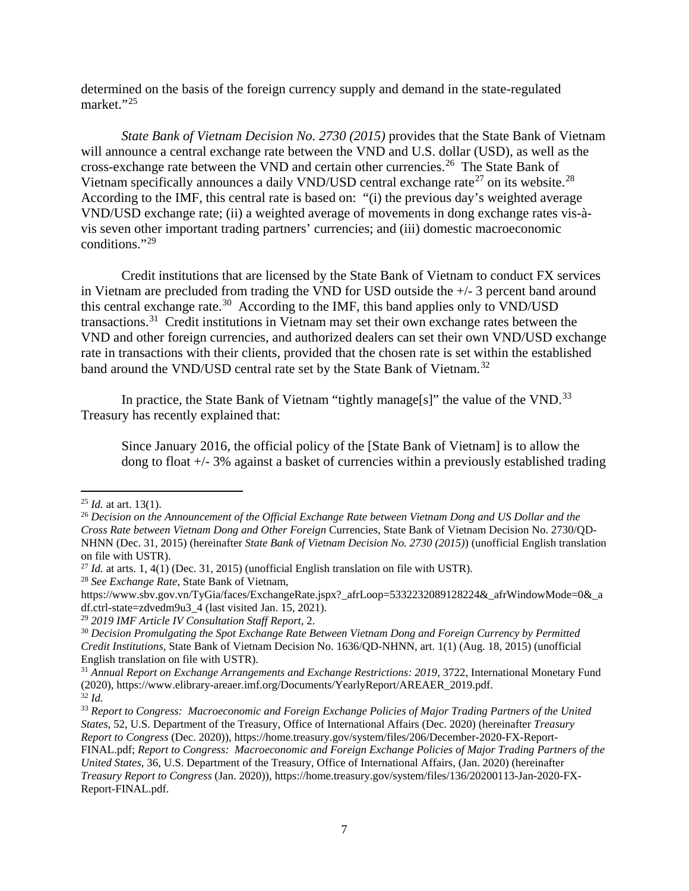determined on the basis of the foreign currency supply and demand in the state-regulated market."[25]

*State Bank of Vietnam Decision No. 2730 (2015)* provides that the State Bank of Vietnam will announce a central exchange rate between the VND and U.S. dollar (USD), as well as the cross-exchange rate between the VND and certain other currencies.[26] The State Bank of Vietnam specifically announces a daily VND/USD central exchange rate[27] on its website.[28] According to the IMF, this central rate is based on: "(i) the previous day's weighted average VND/USD exchange rate; (ii) a weighted average of movements in dong exchange rates vis-à-vis seven other important trading partners' currencies; and (iii) domestic macroeconomic conditions."[29]

Credit institutions that are licensed by the State Bank of Vietnam to conduct FX services in Vietnam are precluded from trading the VND for USD outside the +/- 3 percent band around this central exchange rate.[30] According to the IMF, this band applies only to VND/USD transactions.[31] Credit institutions in Vietnam may set their own exchange rates between the VND and other foreign currencies, and authorized dealers can set their own VND/USD exchange rate in transactions with their clients, provided that the chosen rate is set within the established band around the VND/USD central rate set by the State Bank of Vietnam.[32]

In practice, the State Bank of Vietnam "tightly manage[s]" the value of the VND.[33] Treasury has recently explained that:

> Since January 2016, the official policy of the [State Bank of Vietnam] is to allow the dong to float +/- 3% against a basket of currencies within a previously established trading

---

[25] *Id.* at art. 13(1).

[26] *Decision on the Announcement of the Official Exchange Rate between Vietnam Dong and US Dollar and the Cross Rate between Vietnam Dong and Other Foreign* Currencies, State Bank of Vietnam Decision No. 2730/QD-NHNN (Dec. 31, 2015) (hereinafter *State Bank of Vietnam Decision No. 2730 (2015)*) (unofficial English translation on file with USTR).

[27] *Id.* at arts. 1, 4(1) (Dec. 31, 2015) (unofficial English translation on file with USTR).

[28] *See Exchange Rate*, State Bank of Vietnam, https://www.sbv.gov.vn/TyGia/faces/ExchangeRate.jspx?_afrLoop=5332232089128224&_afrWindowMode=0&_adf.ctrl-state=zdvedm9u3_4 (last visited Jan. 15, 2021).

[29] *2019 IMF Article IV Consultation Staff Report*, 2.

[30] *Decision Promulgating the Spot Exchange Rate Between Vietnam Dong and Foreign Currency by Permitted Credit Institutions*, State Bank of Vietnam Decision No. 1636/QD-NHNN, art. 1(1) (Aug. 18, 2015) (unofficial English translation on file with USTR).

[31] *Annual Report on Exchange Arrangements and Exchange Restrictions: 2019*, 3722, International Monetary Fund (2020), https://www.elibrary-areaer.imf.org/Documents/YearlyReport/AREAER_2019.pdf.

[32] *Id.*

[33] *Report to Congress: Macroeconomic and Foreign Exchange Policies of Major Trading Partners of the United States*, 52, U.S. Department of the Treasury, Office of International Affairs (Dec. 2020) (hereinafter *Treasury Report to Congress* (Dec. 2020)), https://home.treasury.gov/system/files/206/December-2020-FX-Report-FINAL.pdf; *Report to Congress: Macroeconomic and Foreign Exchange Policies of Major Trading Partners of the United States*, 36, U.S. Department of the Treasury, Office of International Affairs, (Jan. 2020) (hereinafter *Treasury Report to Congress* (Jan. 2020)), https://home.treasury.gov/system/files/136/20200113-Jan-2020-FX-Report-FINAL.pdf.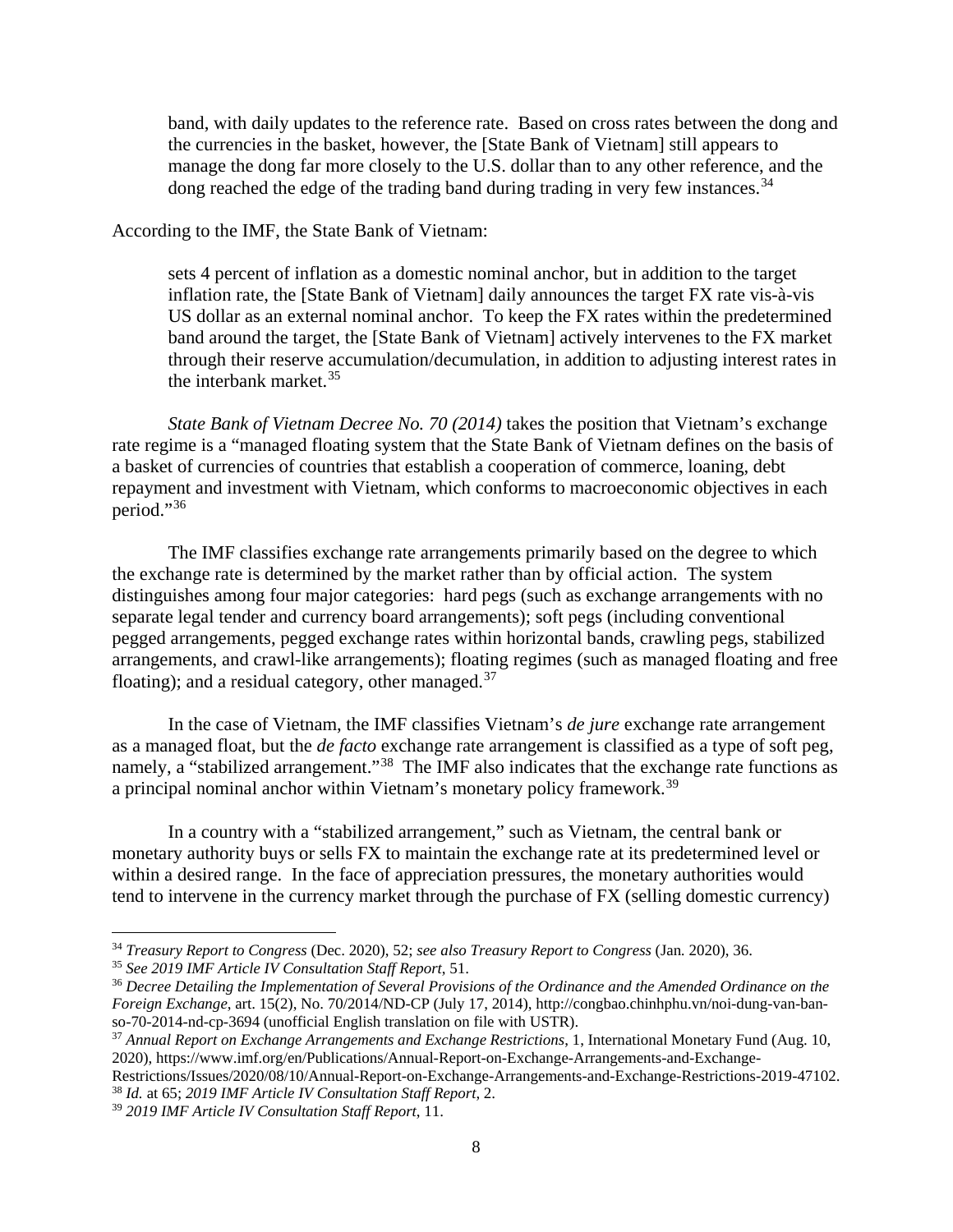> band, with daily updates to the reference rate. Based on cross rates between the dong and the currencies in the basket, however, the [State Bank of Vietnam] still appears to manage the dong far more closely to the U.S. dollar than to any other reference, and the dong reached the edge of the trading band during trading in very few instances.[34]

According to the IMF, the State Bank of Vietnam:

> sets 4 percent of inflation as a domestic nominal anchor, but in addition to the target inflation rate, the [State Bank of Vietnam] daily announces the target FX rate vis-à-vis US dollar as an external nominal anchor. To keep the FX rates within the predetermined band around the target, the [State Bank of Vietnam] actively intervenes to the FX market through their reserve accumulation/decumulation, in addition to adjusting interest rates in the interbank market.[35]

*State Bank of Vietnam Decree No. 70 (2014)* takes the position that Vietnam's exchange rate regime is a "managed floating system that the State Bank of Vietnam defines on the basis of a basket of currencies of countries that establish a cooperation of commerce, loaning, debt repayment and investment with Vietnam, which conforms to macroeconomic objectives in each period."[36]

The IMF classifies exchange rate arrangements primarily based on the degree to which the exchange rate is determined by the market rather than by official action. The system distinguishes among four major categories: hard pegs (such as exchange arrangements with no separate legal tender and currency board arrangements); soft pegs (including conventional pegged arrangements, pegged exchange rates within horizontal bands, crawling pegs, stabilized arrangements, and crawl-like arrangements); floating regimes (such as managed floating and free floating); and a residual category, other managed.[37]

In the case of Vietnam, the IMF classifies Vietnam's *de jure* exchange rate arrangement as a managed float, but the *de facto* exchange rate arrangement is classified as a type of soft peg, namely, a "stabilized arrangement."[38] The IMF also indicates that the exchange rate functions as a principal nominal anchor within Vietnam's monetary policy framework.[39]

In a country with a "stabilized arrangement," such as Vietnam, the central bank or monetary authority buys or sells FX to maintain the exchange rate at its predetermined level or within a desired range. In the face of appreciation pressures, the monetary authorities would tend to intervene in the currency market through the purchase of FX (selling domestic currency)

---

[34] *Treasury Report to Congress* (Dec. 2020), 52; *see also Treasury Report to Congress* (Jan. 2020), 36.

[35] *See 2019 IMF Article IV Consultation Staff Report*, 51.

[36] *Decree Detailing the Implementation of Several Provisions of the Ordinance and the Amended Ordinance on the Foreign Exchange*, art. 15(2), No. 70/2014/ND-CP (July 17, 2014), http://congbao.chinhphu.vn/noi-dung-van-ban-so-70-2014-nd-cp-3694 (unofficial English translation on file with USTR).

[37] *Annual Report on Exchange Arrangements and Exchange Restrictions*, 1, International Monetary Fund (Aug. 10, 2020), https://www.imf.org/en/Publications/Annual-Report-on-Exchange-Arrangements-and-Exchange-Restrictions/Issues/2020/08/10/Annual-Report-on-Exchange-Arrangements-and-Exchange-Restrictions-2019-47102.

[38] *Id.* at 65; *2019 IMF Article IV Consultation Staff Report*, 2.

[39] *2019 IMF Article IV Consultation Staff Report*, 11.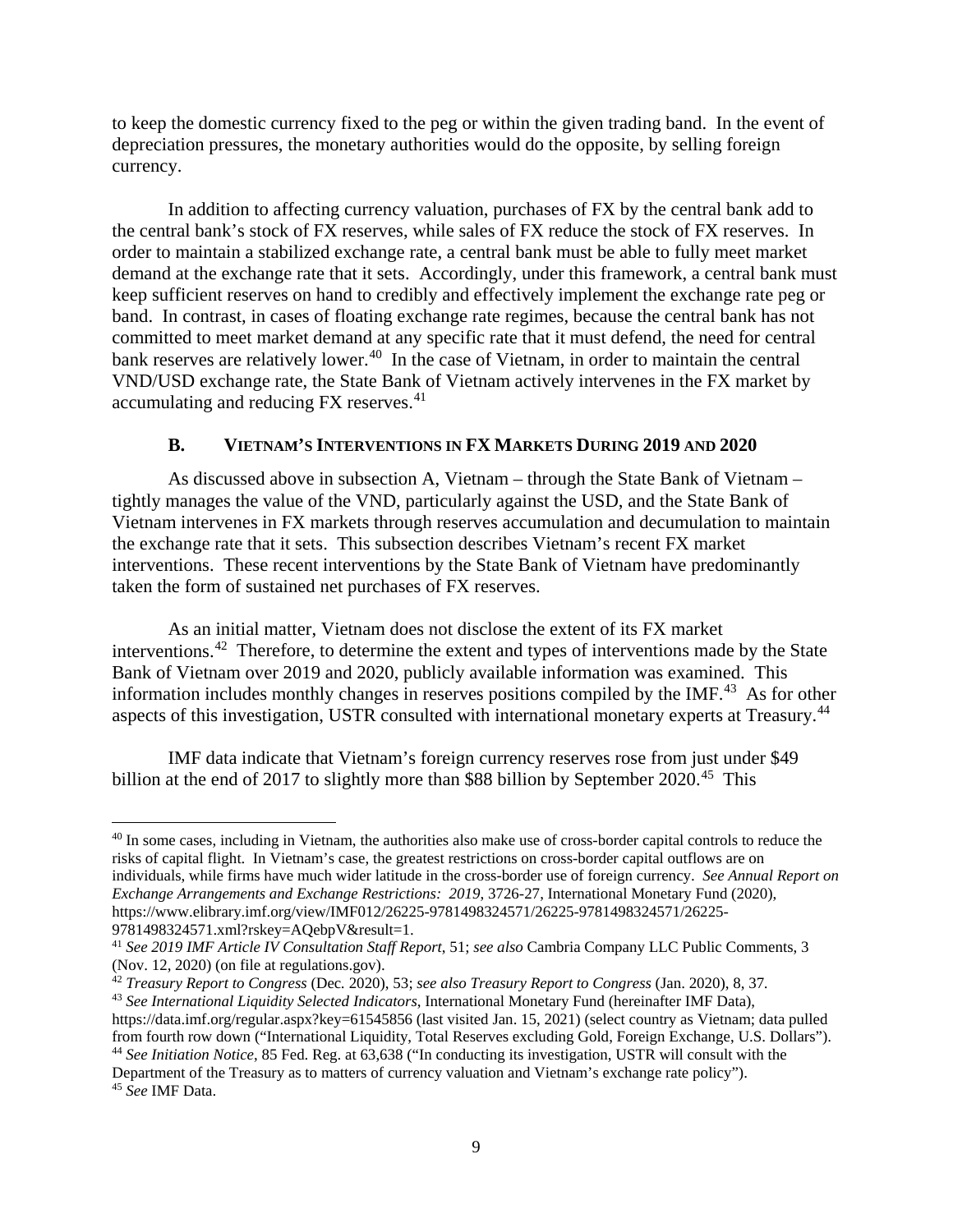to keep the domestic currency fixed to the peg or within the given trading band. In the event of depreciation pressures, the monetary authorities would do the opposite, by selling foreign currency.

In addition to affecting currency valuation, purchases of FX by the central bank add to the central bank's stock of FX reserves, while sales of FX reduce the stock of FX reserves. In order to maintain a stabilized exchange rate, a central bank must be able to fully meet market demand at the exchange rate that it sets. Accordingly, under this framework, a central bank must keep sufficient reserves on hand to credibly and effectively implement the exchange rate peg or band. In contrast, in cases of floating exchange rate regimes, because the central bank has not committed to meet market demand at any specific rate that it must defend, the need for central bank reserves are relatively lower.[40] In the case of Vietnam, in order to maintain the central VND/USD exchange rate, the State Bank of Vietnam actively intervenes in the FX market by accumulating and reducing FX reserves.[41]

### B. Vietnam's Interventions in FX Markets During 2019 and 2020

As discussed above in subsection A, Vietnam – through the State Bank of Vietnam – tightly manages the value of the VND, particularly against the USD, and the State Bank of Vietnam intervenes in FX markets through reserves accumulation and decumulation to maintain the exchange rate that it sets. This subsection describes Vietnam's recent FX market interventions. These recent interventions by the State Bank of Vietnam have predominantly taken the form of sustained net purchases of FX reserves.

As an initial matter, Vietnam does not disclose the extent of its FX market interventions.[42] Therefore, to determine the extent and types of interventions made by the State Bank of Vietnam over 2019 and 2020, publicly available information was examined. This information includes monthly changes in reserves positions compiled by the IMF.[43] As for other aspects of this investigation, USTR consulted with international monetary experts at Treasury.[44]

IMF data indicate that Vietnam's foreign currency reserves rose from just under $49 billion at the end of 2017 to slightly more than $88 billion by September 2020.[45] This

---

[40] In some cases, including in Vietnam, the authorities also make use of cross-border capital controls to reduce the risks of capital flight. In Vietnam's case, the greatest restrictions on cross-border capital outflows are on individuals, while firms have much wider latitude in the cross-border use of foreign currency. *See Annual Report on Exchange Arrangements and Exchange Restrictions: 2019*, 3726-27, International Monetary Fund (2020), https://www.elibrary.imf.org/view/IMF012/26225-9781498324571/26225-9781498324571/26225-9781498324571.xml?rskey=AQebpV&result=1.

[41] *See 2019 IMF Article IV Consultation Staff Report*, 51; *see also* Cambria Company LLC Public Comments, 3 (Nov. 12, 2020) (on file at regulations.gov).

[42] *Treasury Report to Congress* (Dec. 2020), 53; *see also Treasury Report to Congress* (Jan. 2020), 8, 37.

[43] *See International Liquidity Selected Indicators*, International Monetary Fund (hereinafter IMF Data), https://data.imf.org/regular.aspx?key=61545856 (last visited Jan. 15, 2021) (select country as Vietnam; data pulled from fourth row down ("International Liquidity, Total Reserves excluding Gold, Foreign Exchange, U.S. Dollars").

[44] *See Initiation Notice*, 85 Fed. Reg. at 63,638 ("In conducting its investigation, USTR will consult with the Department of the Treasury as to matters of currency valuation and Vietnam's exchange rate policy").

[45] *See* IMF Data.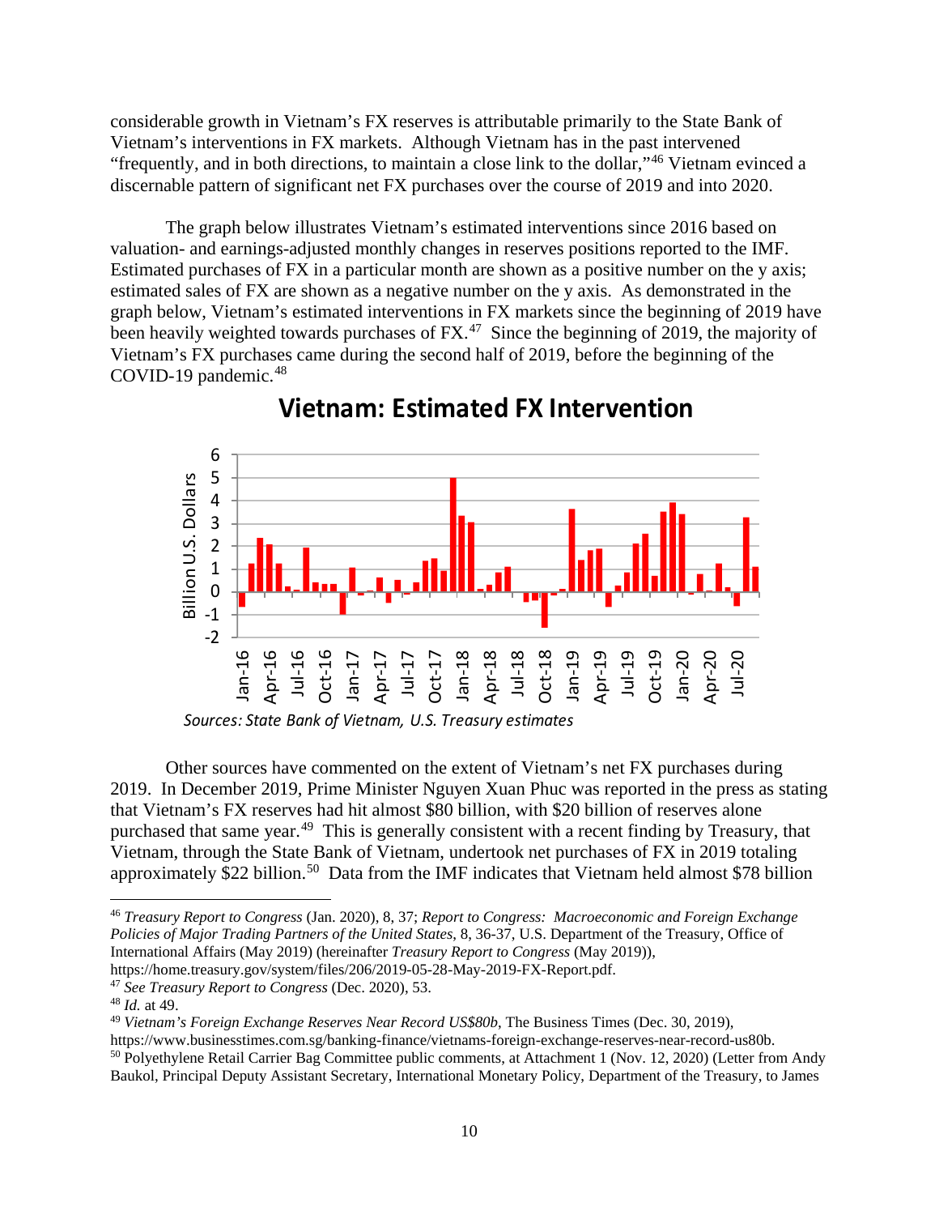considerable growth in Vietnam's FX reserves is attributable primarily to the State Bank of Vietnam's interventions in FX markets. Although Vietnam has in the past intervened "frequently, and in both directions, to maintain a close link to the dollar,"[46] Vietnam evinced a discernable pattern of significant net FX purchases over the course of 2019 and into 2020.

The graph below illustrates Vietnam's estimated interventions since 2016 based on valuation- and earnings-adjusted monthly changes in reserves positions reported to the IMF. Estimated purchases of FX in a particular month are shown as a positive number on the y axis; estimated sales of FX are shown as a negative number on the y axis. As demonstrated in the graph below, Vietnam's estimated interventions in FX markets since the beginning of 2019 have been heavily weighted towards purchases of FX.[47] Since the beginning of 2019, the majority of Vietnam's FX purchases came during the second half of 2019, before the beginning of the COVID-19 pandemic.[48]

**Vietnam: Estimated FX Intervention**

*Sources: State Bank of Vietnam, U.S. Treasury estimates*

Other sources have commented on the extent of Vietnam's net FX purchases during 2019. In December 2019, Prime Minister Nguyen Xuan Phuc was reported in the press as stating that Vietnam's FX reserves had hit almost $80 billion, with $20 billion of reserves alone purchased that same year.[49] This is generally consistent with a recent finding by Treasury, that Vietnam, through the State Bank of Vietnam, undertook net purchases of FX in 2019 totaling approximately $22 billion.[50] Data from the IMF indicates that Vietnam held almost $78 billion

---

[46] *Treasury Report to Congress* (Jan. 2020), 8, 37; *Report to Congress: Macroeconomic and Foreign Exchange Policies of Major Trading Partners of the United States*, 8, 36-37, U.S. Department of the Treasury, Office of International Affairs (May 2019) (hereinafter *Treasury Report to Congress* (May 2019)), https://home.treasury.gov/system/files/206/2019-05-28-May-2019-FX-Report.pdf.

[47] *See Treasury Report to Congress* (Dec. 2020), 53.

[48] *Id.* at 49.

[49] *Vietnam's Foreign Exchange Reserves Near Record US$80b*, The Business Times (Dec. 30, 2019), https://www.businesstimes.com.sg/banking-finance/vietnams-foreign-exchange-reserves-near-record-us80b.

[50] Polyethylene Retail Carrier Bag Committee public comments, at Attachment 1 (Nov. 12, 2020) (Letter from Andy Baukol, Principal Deputy Assistant Secretary, International Monetary Policy, Department of the Treasury, to James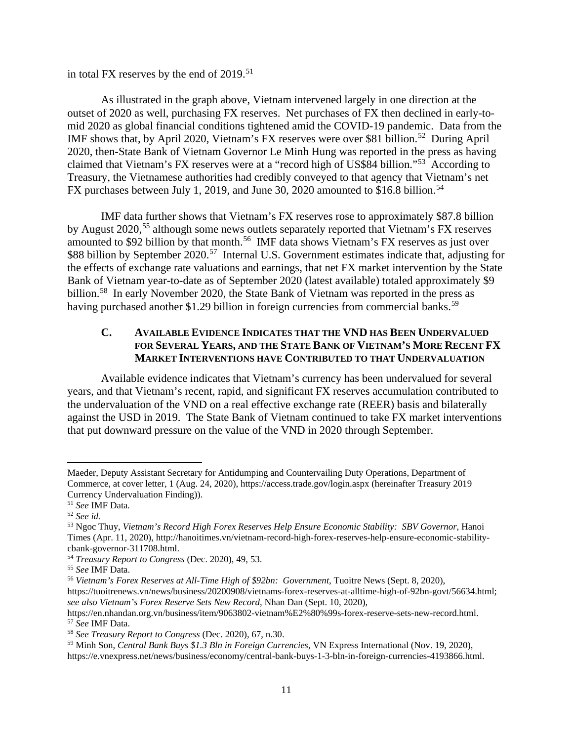in total FX reserves by the end of 2019.[51]

As illustrated in the graph above, Vietnam intervened largely in one direction at the outset of 2020 as well, purchasing FX reserves. Net purchases of FX then declined in early-to-mid 2020 as global financial conditions tightened amid the COVID-19 pandemic. Data from the IMF shows that, by April 2020, Vietnam's FX reserves were over $81 billion.[52] During April 2020, then-State Bank of Vietnam Governor Le Minh Hung was reported in the press as having claimed that Vietnam's FX reserves were at a "record high of US$84 billion."[53] According to Treasury, the Vietnamese authorities had credibly conveyed to that agency that Vietnam's net FX purchases between July 1, 2019, and June 30, 2020 amounted to $16.8 billion.[54]

IMF data further shows that Vietnam's FX reserves rose to approximately $87.8 billion by August 2020,[55] although some news outlets separately reported that Vietnam's FX reserves amounted to $92 billion by that month.[56] IMF data shows Vietnam's FX reserves as just over $88 billion by September 2020.[57] Internal U.S. Government estimates indicate that, adjusting for the effects of exchange rate valuations and earnings, that net FX market intervention by the State Bank of Vietnam year-to-date as of September 2020 (latest available) totaled approximately $9 billion.[58] In early November 2020, the State Bank of Vietnam was reported in the press as having purchased another $1.29 billion in foreign currencies from commercial banks.[59]

### C. AVAILABLE EVIDENCE INDICATES THAT THE VND HAS BEEN UNDERVALUED FOR SEVERAL YEARS, AND THE STATE BANK OF VIETNAM'S MORE RECENT FX MARKET INTERVENTIONS HAVE CONTRIBUTED TO THAT UNDERVALUATION

Available evidence indicates that Vietnam's currency has been undervalued for several years, and that Vietnam's recent, rapid, and significant FX reserves accumulation contributed to the undervaluation of the VND on a real effective exchange rate (REER) basis and bilaterally against the USD in 2019. The State Bank of Vietnam continued to take FX market interventions that put downward pressure on the value of the VND in 2020 through September.

---

Maeder, Deputy Assistant Secretary for Antidumping and Countervailing Duty Operations, Department of Commerce, at cover letter, 1 (Aug. 24, 2020), https://access.trade.gov/login.aspx (hereinafter Treasury 2019 Currency Undervaluation Finding)).

[51] *See* IMF Data.

[52] *See id.*

[53] Ngoc Thuy, *Vietnam's Record High Forex Reserves Help Ensure Economic Stability: SBV Governor*, Hanoi Times (Apr. 11, 2020), http://hanoitimes.vn/vietnam-record-high-forex-reserves-help-ensure-economic-stability-cbank-governor-311708.html.

[54] *Treasury Report to Congress* (Dec. 2020), 49, 53.

[55] *See* IMF Data.

[56] *Vietnam's Forex Reserves at All-Time High of $92bn: Government*, Tuoitre News (Sept. 8, 2020), https://tuoitrenews.vn/news/business/20200908/vietnams-forex-reserves-at-alltime-high-of-92bn-govt/56634.html; *see also Vietnam's Forex Reserve Sets New Record*, Nhan Dan (Sept. 10, 2020), https://en.nhandan.org.vn/business/item/9063802-vietnam%E2%80%99s-forex-reserve-sets-new-record.html.

[57] *See* IMF Data.

[58] *See Treasury Report to Congress* (Dec. 2020), 67, n.30.

[59] Minh Son, *Central Bank Buys $1.3 Bln in Foreign Currencies*, VN Express International (Nov. 19, 2020), https://e.vnexpress.net/news/business/economy/central-bank-buys-1-3-bln-in-foreign-currencies-4193866.html.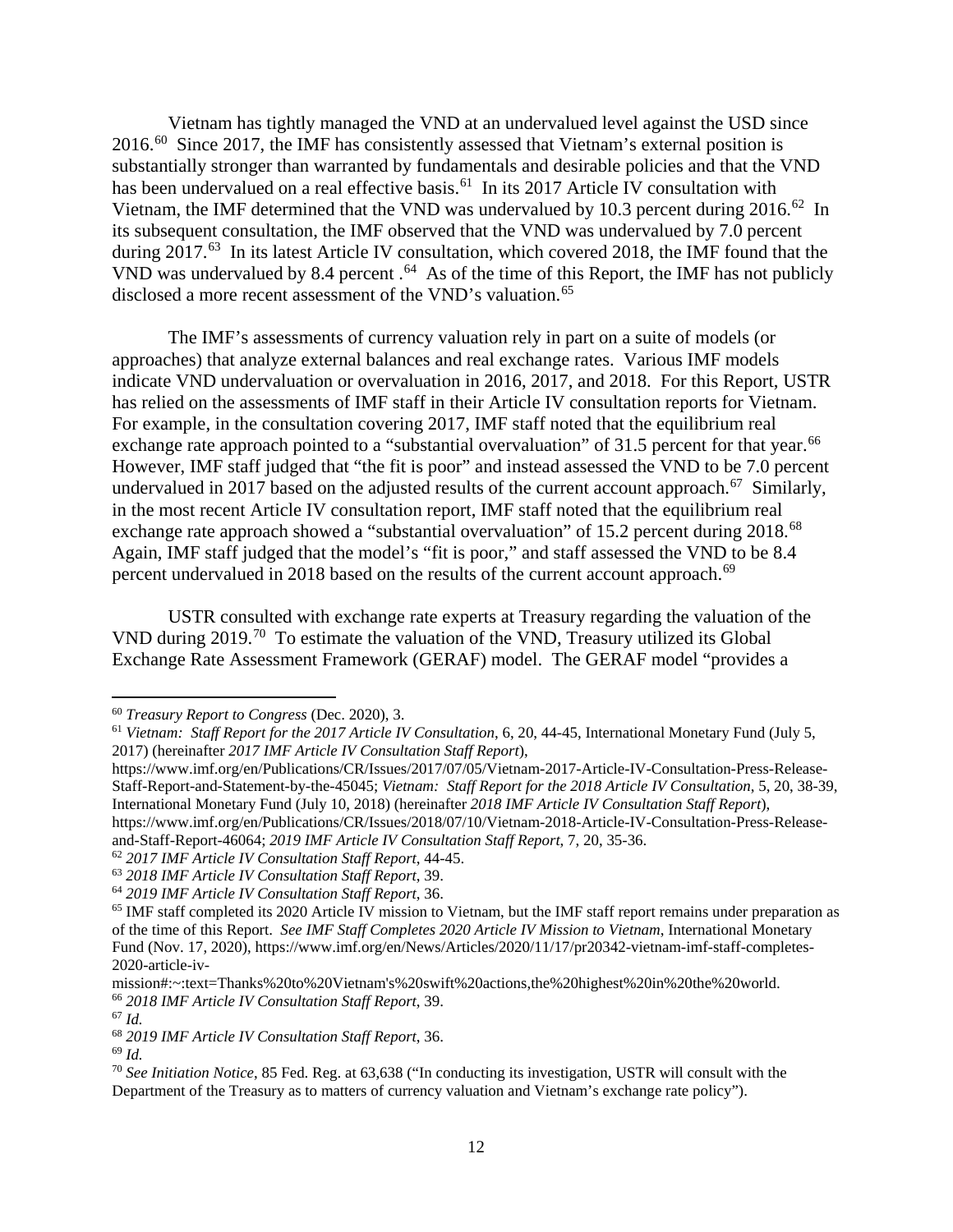Vietnam has tightly managed the VND at an undervalued level against the USD since 2016.[60] Since 2017, the IMF has consistently assessed that Vietnam's external position is substantially stronger than warranted by fundamentals and desirable policies and that the VND has been undervalued on a real effective basis.[61] In its 2017 Article IV consultation with Vietnam, the IMF determined that the VND was undervalued by 10.3 percent during 2016.[62] In its subsequent consultation, the IMF observed that the VND was undervalued by 7.0 percent during 2017.[63] In its latest Article IV consultation, which covered 2018, the IMF found that the VND was undervalued by 8.4 percent .[64] As of the time of this Report, the IMF has not publicly disclosed a more recent assessment of the VND's valuation.[65]

The IMF's assessments of currency valuation rely in part on a suite of models (or approaches) that analyze external balances and real exchange rates. Various IMF models indicate VND undervaluation or overvaluation in 2016, 2017, and 2018. For this Report, USTR has relied on the assessments of IMF staff in their Article IV consultation reports for Vietnam. For example, in the consultation covering 2017, IMF staff noted that the equilibrium real exchange rate approach pointed to a "substantial overvaluation" of 31.5 percent for that year.[66] However, IMF staff judged that "the fit is poor" and instead assessed the VND to be 7.0 percent undervalued in 2017 based on the adjusted results of the current account approach.[67] Similarly, in the most recent Article IV consultation report, IMF staff noted that the equilibrium real exchange rate approach showed a "substantial overvaluation" of 15.2 percent during 2018.[68] Again, IMF staff judged that the model's "fit is poor," and staff assessed the VND to be 8.4 percent undervalued in 2018 based on the results of the current account approach.[69]

USTR consulted with exchange rate experts at Treasury regarding the valuation of the VND during 2019.[70] To estimate the valuation of the VND, Treasury utilized its Global Exchange Rate Assessment Framework (GERAF) model. The GERAF model "provides a

---

[60] *Treasury Report to Congress* (Dec. 2020), 3.

[61] *Vietnam: Staff Report for the 2017 Article IV Consultation*, 6, 20, 44-45, International Monetary Fund (July 5, 2017) (hereinafter *2017 IMF Article IV Consultation Staff Report*), https://www.imf.org/en/Publications/CR/Issues/2017/07/05/Vietnam-2017-Article-IV-Consultation-Press-Release-Staff-Report-and-Statement-by-the-45045; *Vietnam: Staff Report for the 2018 Article IV Consultation*, 5, 20, 38-39, International Monetary Fund (July 10, 2018) (hereinafter *2018 IMF Article IV Consultation Staff Report*), https://www.imf.org/en/Publications/CR/Issues/2018/07/10/Vietnam-2018-Article-IV-Consultation-Press-Release-and-Staff-Report-46064; *2019 IMF Article IV Consultation Staff Report*, 7, 20, 35-36.

[62] *2017 IMF Article IV Consultation Staff Report*, 44-45.

[63] *2018 IMF Article IV Consultation Staff Report*, 39.

[64] *2019 IMF Article IV Consultation Staff Report*, 36.

[65] IMF staff completed its 2020 Article IV mission to Vietnam, but the IMF staff report remains under preparation as of the time of this Report. *See IMF Staff Completes 2020 Article IV Mission to Vietnam*, International Monetary Fund (Nov. 17, 2020), https://www.imf.org/en/News/Articles/2020/11/17/pr20342-vietnam-imf-staff-completes-2020-article-iv-mission#:~:text=Thanks%20to%20Vietnam's%20swift%20actions,the%20highest%20in%20the%20world.

[66] *2018 IMF Article IV Consultation Staff Report*, 39.

[67] *Id.*

[68] *2019 IMF Article IV Consultation Staff Report*, 36.

[69] *Id.*

[70] *See Initiation Notice*, 85 Fed. Reg. at 63,638 ("In conducting its investigation, USTR will consult with the Department of the Treasury as to matters of currency valuation and Vietnam's exchange rate policy").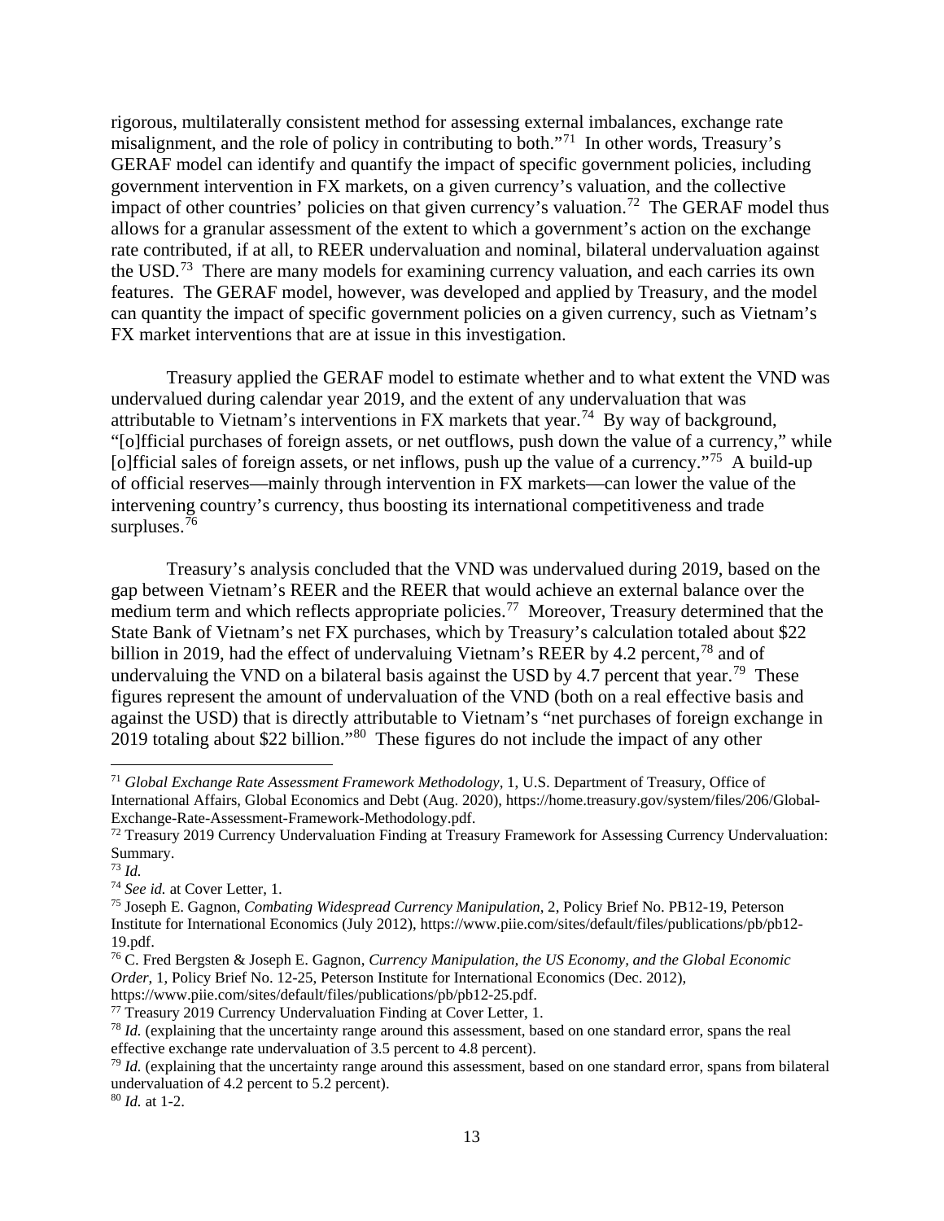rigorous, multilaterally consistent method for assessing external imbalances, exchange rate misalignment, and the role of policy in contributing to both."[71] In other words, Treasury's GERAF model can identify and quantify the impact of specific government policies, including government intervention in FX markets, on a given currency's valuation, and the collective impact of other countries' policies on that given currency's valuation.[72] The GERAF model thus allows for a granular assessment of the extent to which a government's action on the exchange rate contributed, if at all, to REER undervaluation and nominal, bilateral undervaluation against the USD.[73] There are many models for examining currency valuation, and each carries its own features. The GERAF model, however, was developed and applied by Treasury, and the model can quantity the impact of specific government policies on a given currency, such as Vietnam's FX market interventions that are at issue in this investigation.

Treasury applied the GERAF model to estimate whether and to what extent the VND was undervalued during calendar year 2019, and the extent of any undervaluation that was attributable to Vietnam's interventions in FX markets that year.[74] By way of background, "[o]fficial purchases of foreign assets, or net outflows, push down the value of a currency," while [o]fficial sales of foreign assets, or net inflows, push up the value of a currency."[75] A build-up of official reserves—mainly through intervention in FX markets—can lower the value of the intervening country's currency, thus boosting its international competitiveness and trade surpluses.[76]

Treasury's analysis concluded that the VND was undervalued during 2019, based on the gap between Vietnam's REER and the REER that would achieve an external balance over the medium term and which reflects appropriate policies.[77] Moreover, Treasury determined that the State Bank of Vietnam's net FX purchases, which by Treasury's calculation totaled about $22 billion in 2019, had the effect of undervaluing Vietnam's REER by 4.2 percent,[78] and of undervaluing the VND on a bilateral basis against the USD by 4.7 percent that year.[79] These figures represent the amount of undervaluation of the VND (both on a real effective basis and against the USD) that is directly attributable to Vietnam's "net purchases of foreign exchange in 2019 totaling about $22 billion."[80] These figures do not include the impact of any other

---

[71] *Global Exchange Rate Assessment Framework Methodology*, 1, U.S. Department of Treasury, Office of International Affairs, Global Economics and Debt (Aug. 2020), https://home.treasury.gov/system/files/206/Global-Exchange-Rate-Assessment-Framework-Methodology.pdf.

[72] Treasury 2019 Currency Undervaluation Finding at Treasury Framework for Assessing Currency Undervaluation: Summary.

[73] *Id.*

[74] *See id.* at Cover Letter, 1.

[75] Joseph E. Gagnon, *Combating Widespread Currency Manipulation*, 2, Policy Brief No. PB12-19, Peterson Institute for International Economics (July 2012), https://www.piie.com/sites/default/files/publications/pb/pb12-19.pdf.

[76] C. Fred Bergsten & Joseph E. Gagnon, *Currency Manipulation, the US Economy, and the Global Economic Order*, 1, Policy Brief No. 12-25, Peterson Institute for International Economics (Dec. 2012), https://www.piie.com/sites/default/files/publications/pb/pb12-25.pdf.

[77] Treasury 2019 Currency Undervaluation Finding at Cover Letter, 1.

[78] *Id.* (explaining that the uncertainty range around this assessment, based on one standard error, spans the real effective exchange rate undervaluation of 3.5 percent to 4.8 percent).

[79] *Id.* (explaining that the uncertainty range around this assessment, based on one standard error, spans from bilateral undervaluation of 4.2 percent to 5.2 percent).

[80] *Id.* at 1-2.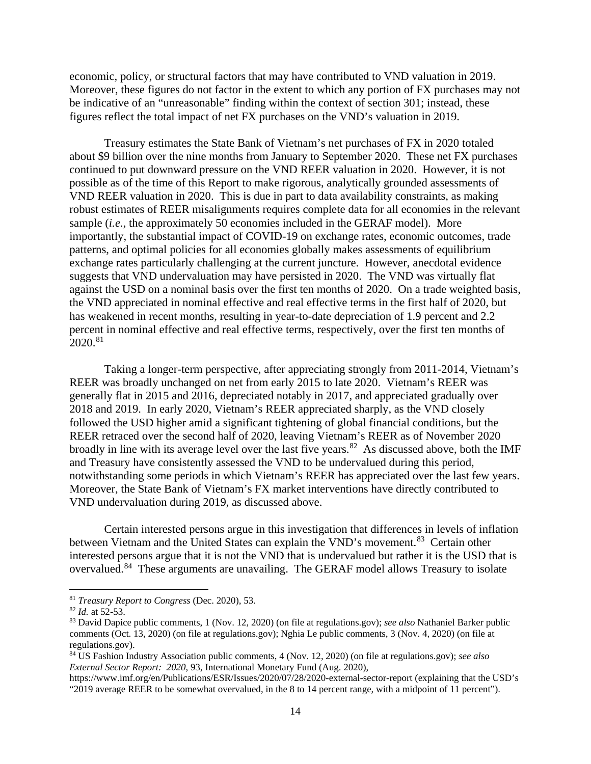economic, policy, or structural factors that may have contributed to VND valuation in 2019. Moreover, these figures do not factor in the extent to which any portion of FX purchases may not be indicative of an "unreasonable" finding within the context of section 301; instead, these figures reflect the total impact of net FX purchases on the VND's valuation in 2019.

Treasury estimates the State Bank of Vietnam's net purchases of FX in 2020 totaled about $9 billion over the nine months from January to September 2020. These net FX purchases continued to put downward pressure on the VND REER valuation in 2020. However, it is not possible as of the time of this Report to make rigorous, analytically grounded assessments of VND REER valuation in 2020. This is due in part to data availability constraints, as making robust estimates of REER misalignments requires complete data for all economies in the relevant sample (*i.e.*, the approximately 50 economies included in the GERAF model). More importantly, the substantial impact of COVID-19 on exchange rates, economic outcomes, trade patterns, and optimal policies for all economies globally makes assessments of equilibrium exchange rates particularly challenging at the current juncture. However, anecdotal evidence suggests that VND undervaluation may have persisted in 2020. The VND was virtually flat against the USD on a nominal basis over the first ten months of 2020. On a trade weighted basis, the VND appreciated in nominal effective and real effective terms in the first half of 2020, but has weakened in recent months, resulting in year-to-date depreciation of 1.9 percent and 2.2 percent in nominal effective and real effective terms, respectively, over the first ten months of 2020.[81]

Taking a longer-term perspective, after appreciating strongly from 2011-2014, Vietnam's REER was broadly unchanged on net from early 2015 to late 2020. Vietnam's REER was generally flat in 2015 and 2016, depreciated notably in 2017, and appreciated gradually over 2018 and 2019. In early 2020, Vietnam's REER appreciated sharply, as the VND closely followed the USD higher amid a significant tightening of global financial conditions, but the REER retraced over the second half of 2020, leaving Vietnam's REER as of November 2020 broadly in line with its average level over the last five years.[82] As discussed above, both the IMF and Treasury have consistently assessed the VND to be undervalued during this period, notwithstanding some periods in which Vietnam's REER has appreciated over the last few years. Moreover, the State Bank of Vietnam's FX market interventions have directly contributed to VND undervaluation during 2019, as discussed above.

Certain interested persons argue in this investigation that differences in levels of inflation between Vietnam and the United States can explain the VND's movement.[83] Certain other interested persons argue that it is not the VND that is undervalued but rather it is the USD that is overvalued.[84] These arguments are unavailing. The GERAF model allows Treasury to isolate

---

[81] *Treasury Report to Congress* (Dec. 2020), 53.

[82] *Id.* at 52-53.

[83] David Dapice public comments, 1 (Nov. 12, 2020) (on file at regulations.gov); *see also* Nathaniel Barker public comments (Oct. 13, 2020) (on file at regulations.gov); Nghia Le public comments, 3 (Nov. 4, 2020) (on file at regulations.gov).

[84] US Fashion Industry Association public comments, 4 (Nov. 12, 2020) (on file at regulations.gov); *see also* *External Sector Report: 2020*, 93, International Monetary Fund (Aug. 2020), https://www.imf.org/en/Publications/ESR/Issues/2020/07/28/2020-external-sector-report (explaining that the USD's "2019 average REER to be somewhat overvalued, in the 8 to 14 percent range, with a midpoint of 11 percent").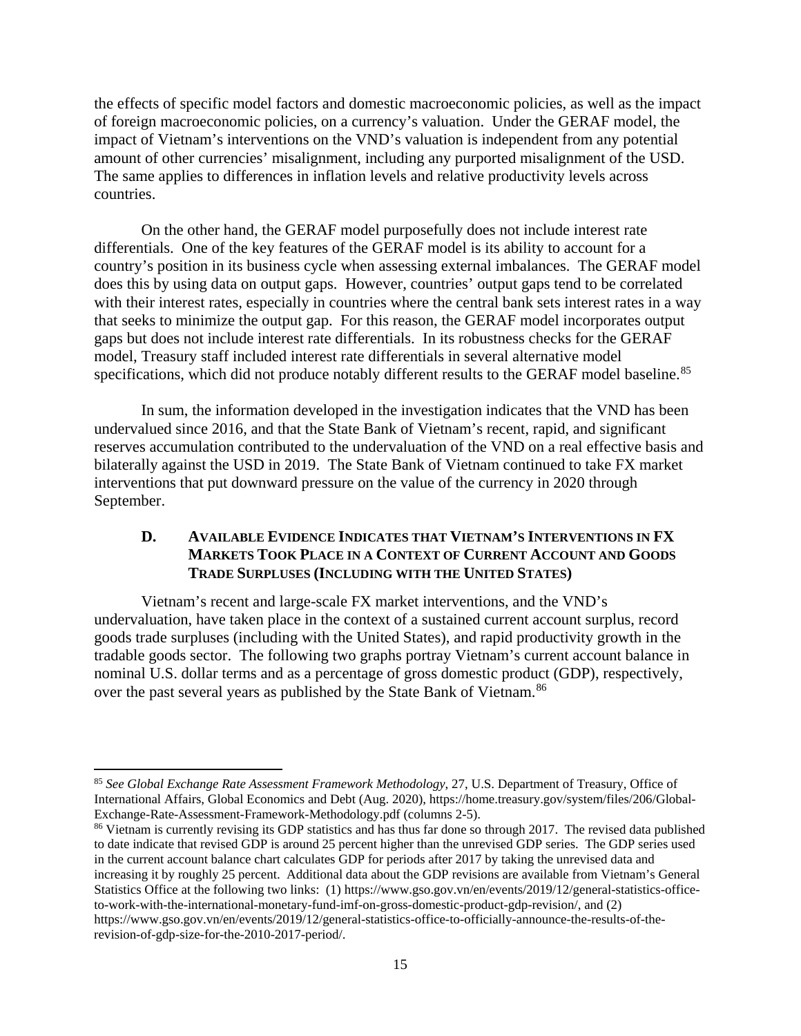the effects of specific model factors and domestic macroeconomic policies, as well as the impact of foreign macroeconomic policies, on a currency's valuation. Under the GERAF model, the impact of Vietnam's interventions on the VND's valuation is independent from any potential amount of other currencies' misalignment, including any purported misalignment of the USD. The same applies to differences in inflation levels and relative productivity levels across countries.

On the other hand, the GERAF model purposefully does not include interest rate differentials. One of the key features of the GERAF model is its ability to account for a country's position in its business cycle when assessing external imbalances. The GERAF model does this by using data on output gaps. However, countries' output gaps tend to be correlated with their interest rates, especially in countries where the central bank sets interest rates in a way that seeks to minimize the output gap. For this reason, the GERAF model incorporates output gaps but does not include interest rate differentials. In its robustness checks for the GERAF model, Treasury staff included interest rate differentials in several alternative model specifications, which did not produce notably different results to the GERAF model baseline.[85]

In sum, the information developed in the investigation indicates that the VND has been undervalued since 2016, and that the State Bank of Vietnam's recent, rapid, and significant reserves accumulation contributed to the undervaluation of the VND on a real effective basis and bilaterally against the USD in 2019. The State Bank of Vietnam continued to take FX market interventions that put downward pressure on the value of the currency in 2020 through September.

### D. AVAILABLE EVIDENCE INDICATES THAT VIETNAM'S INTERVENTIONS IN FX MARKETS TOOK PLACE IN A CONTEXT OF CURRENT ACCOUNT AND GOODS TRADE SURPLUSES (INCLUDING WITH THE UNITED STATES)

Vietnam's recent and large-scale FX market interventions, and the VND's undervaluation, have taken place in the context of a sustained current account surplus, record goods trade surpluses (including with the United States), and rapid productivity growth in the tradable goods sector. The following two graphs portray Vietnam's current account balance in nominal U.S. dollar terms and as a percentage of gross domestic product (GDP), respectively, over the past several years as published by the State Bank of Vietnam.[86]

---

[85] *See Global Exchange Rate Assessment Framework Methodology*, 27, U.S. Department of Treasury, Office of International Affairs, Global Economics and Debt (Aug. 2020), https://home.treasury.gov/system/files/206/Global-Exchange-Rate-Assessment-Framework-Methodology.pdf (columns 2-5).

[86] Vietnam is currently revising its GDP statistics and has thus far done so through 2017. The revised data published to date indicate that revised GDP is around 25 percent higher than the unrevised GDP series. The GDP series used in the current account balance chart calculates GDP for periods after 2017 by taking the unrevised data and increasing it by roughly 25 percent. Additional data about the GDP revisions are available from Vietnam's General Statistics Office at the following two links: (1) https://www.gso.gov.vn/en/events/2019/12/general-statistics-office-to-work-with-the-international-monetary-fund-imf-on-gross-domestic-product-gdp-revision/, and (2) https://www.gso.gov.vn/en/events/2019/12/general-statistics-office-to-officially-announce-the-results-of-the-revision-of-gdp-size-for-the-2010-2017-period/.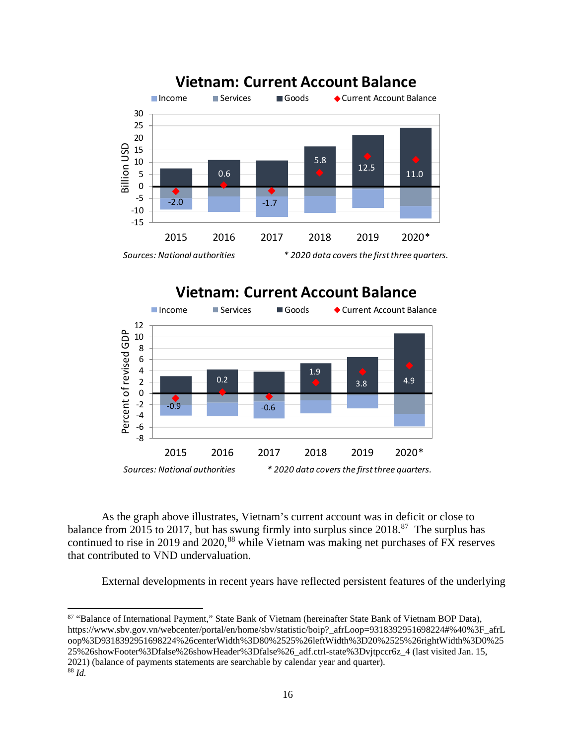**Vietnam: Current Account Balance**

Income | Services | Goods | Current Account Balance

Billion USD

| | 2015 | 2016 | 2017 | 2018 | 2019 | 2020* |
|---|---|---|---|---|---|---|
| Current Account Balance | -2.0 | 0.6 | -1.7 | 5.8 | 12.5 | 11.0 |

*Sources: National authorities* | ** 2020 data covers the first three quarters.*

**Vietnam: Current Account Balance**

Income | Services | Goods | Current Account Balance

Percent of revised GDP

| | 2015 | 2016 | 2017 | 2018 | 2019 | 2020* |
|---|---|---|---|---|---|---|
| Current Account Balance | -0.9 | 0.2 | -0.6 | 1.9 | 3.8 | 4.9 |

*Sources: National authorities* | ** 2020 data covers the first three quarters.*

As the graph above illustrates, Vietnam's current account was in deficit or close to balance from 2015 to 2017, but has swung firmly into surplus since 2018.[87] The surplus has continued to rise in 2019 and 2020,[88] while Vietnam was making net purchases of FX reserves that contributed to VND undervaluation.

External developments in recent years have reflected persistent features of the underlying

---

[87] "Balance of International Payment," State Bank of Vietnam (hereinafter State Bank of Vietnam BOP Data), https://www.sbv.gov.vn/webcenter/portal/en/home/sbv/statistic/boip?_afrLoop=9318392951698224#%40%3F_afrLoop%3D9318392951698224%26centerWidth%3D80%2525%26leftWidth%3D20%2525%26rightWidth%3D0%2525%26showFooter%3Dfalse%26showHeader%3Dfalse%26_adf.ctrl-state%3Dvjtpccr6z_4 (last visited Jan. 15, 2021) (balance of payments statements are searchable by calendar year and quarter).

[88] *Id.*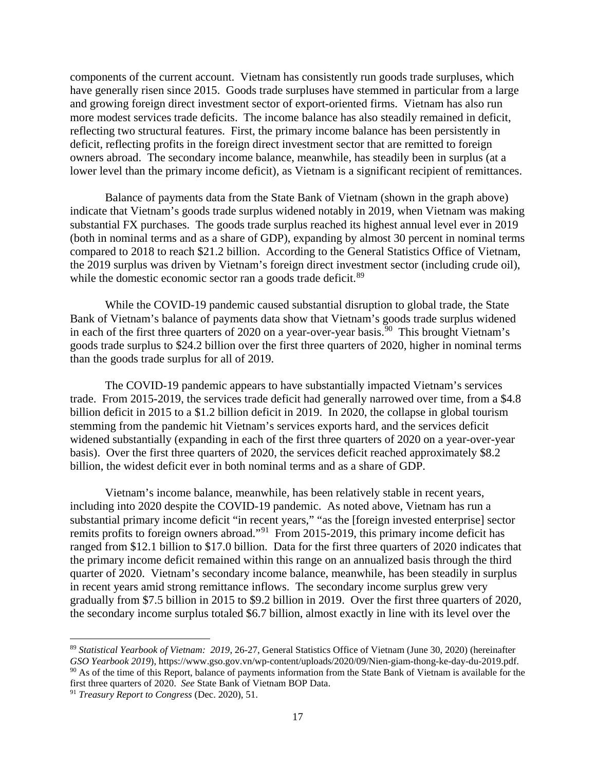components of the current account. Vietnam has consistently run goods trade surpluses, which have generally risen since 2015. Goods trade surpluses have stemmed in particular from a large and growing foreign direct investment sector of export-oriented firms. Vietnam has also run more modest services trade deficits. The income balance has also steadily remained in deficit, reflecting two structural features. First, the primary income balance has been persistently in deficit, reflecting profits in the foreign direct investment sector that are remitted to foreign owners abroad. The secondary income balance, meanwhile, has steadily been in surplus (at a lower level than the primary income deficit), as Vietnam is a significant recipient of remittances.

Balance of payments data from the State Bank of Vietnam (shown in the graph above) indicate that Vietnam's goods trade surplus widened notably in 2019, when Vietnam was making substantial FX purchases. The goods trade surplus reached its highest annual level ever in 2019 (both in nominal terms and as a share of GDP), expanding by almost 30 percent in nominal terms compared to 2018 to reach $21.2 billion. According to the General Statistics Office of Vietnam, the 2019 surplus was driven by Vietnam's foreign direct investment sector (including crude oil), while the domestic economic sector ran a goods trade deficit.[89]

While the COVID-19 pandemic caused substantial disruption to global trade, the State Bank of Vietnam's balance of payments data show that Vietnam's goods trade surplus widened in each of the first three quarters of 2020 on a year-over-year basis.[90] This brought Vietnam's goods trade surplus to $24.2 billion over the first three quarters of 2020, higher in nominal terms than the goods trade surplus for all of 2019.

The COVID-19 pandemic appears to have substantially impacted Vietnam's services trade. From 2015-2019, the services trade deficit had generally narrowed over time, from a $4.8 billion deficit in 2015 to a $1.2 billion deficit in 2019. In 2020, the collapse in global tourism stemming from the pandemic hit Vietnam's services exports hard, and the services deficit widened substantially (expanding in each of the first three quarters of 2020 on a year-over-year basis). Over the first three quarters of 2020, the services deficit reached approximately $8.2 billion, the widest deficit ever in both nominal terms and as a share of GDP.

Vietnam's income balance, meanwhile, has been relatively stable in recent years, including into 2020 despite the COVID-19 pandemic. As noted above, Vietnam has run a substantial primary income deficit "in recent years," "as the [foreign invested enterprise] sector remits profits to foreign owners abroad."[91] From 2015-2019, this primary income deficit has ranged from $12.1 billion to $17.0 billion. Data for the first three quarters of 2020 indicates that the primary income deficit remained within this range on an annualized basis through the third quarter of 2020. Vietnam's secondary income balance, meanwhile, has been steadily in surplus in recent years amid strong remittance inflows. The secondary income surplus grew very gradually from $7.5 billion in 2015 to $9.2 billion in 2019. Over the first three quarters of 2020, the secondary income surplus totaled $6.7 billion, almost exactly in line with its level over the

---

[89] *Statistical Yearbook of Vietnam: 2019*, 26-27, General Statistics Office of Vietnam (June 30, 2020) (hereinafter *GSO Yearbook 2019*), https://www.gso.gov.vn/wp-content/uploads/2020/09/Nien-giam-thong-ke-day-du-2019.pdf.

[90] As of the time of this Report, balance of payments information from the State Bank of Vietnam is available for the first three quarters of 2020. *See* State Bank of Vietnam BOP Data.

[91] *Treasury Report to Congress* (Dec. 2020), 51.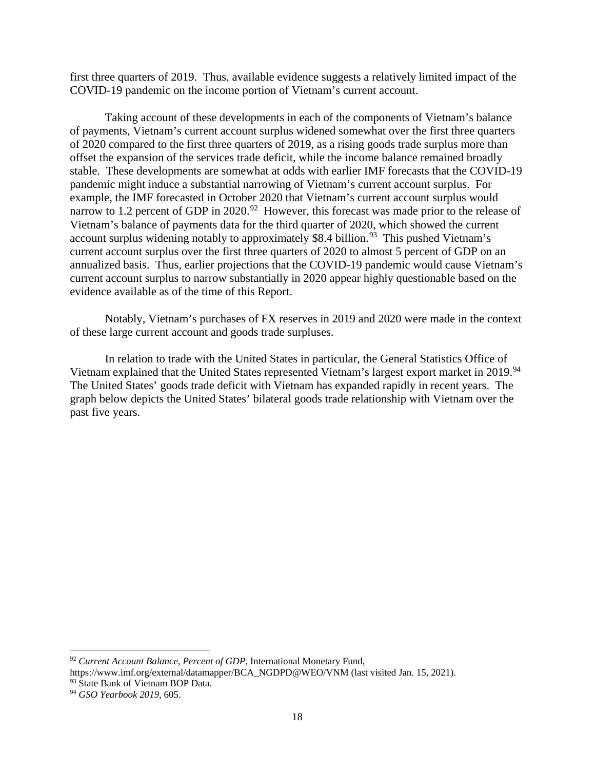first three quarters of 2019. Thus, available evidence suggests a relatively limited impact of the COVID-19 pandemic on the income portion of Vietnam's current account.

Taking account of these developments in each of the components of Vietnam's balance of payments, Vietnam's current account surplus widened somewhat over the first three quarters of 2020 compared to the first three quarters of 2019, as a rising goods trade surplus more than offset the expansion of the services trade deficit, while the income balance remained broadly stable. These developments are somewhat at odds with earlier IMF forecasts that the COVID-19 pandemic might induce a substantial narrowing of Vietnam's current account surplus. For example, the IMF forecasted in October 2020 that Vietnam's current account surplus would narrow to 1.2 percent of GDP in 2020.[92] However, this forecast was made prior to the release of Vietnam's balance of payments data for the third quarter of 2020, which showed the current account surplus widening notably to approximately $8.4 billion.[93] This pushed Vietnam's current account surplus over the first three quarters of 2020 to almost 5 percent of GDP on an annualized basis. Thus, earlier projections that the COVID-19 pandemic would cause Vietnam's current account surplus to narrow substantially in 2020 appear highly questionable based on the evidence available as of the time of this Report.

Notably, Vietnam's purchases of FX reserves in 2019 and 2020 were made in the context of these large current account and goods trade surpluses.

In relation to trade with the United States in particular, the General Statistics Office of Vietnam explained that the United States represented Vietnam's largest export market in 2019.[94] The United States' goods trade deficit with Vietnam has expanded rapidly in recent years. The graph below depicts the United States' bilateral goods trade relationship with Vietnam over the past five years.

---

[92] *Current Account Balance, Percent of GDP*, International Monetary Fund, https://www.imf.org/external/datamapper/BCA_NGDPD@WEO/VNM (last visited Jan. 15, 2021).

[93] State Bank of Vietnam BOP Data.

[94] *GSO Yearbook 2019*, 605.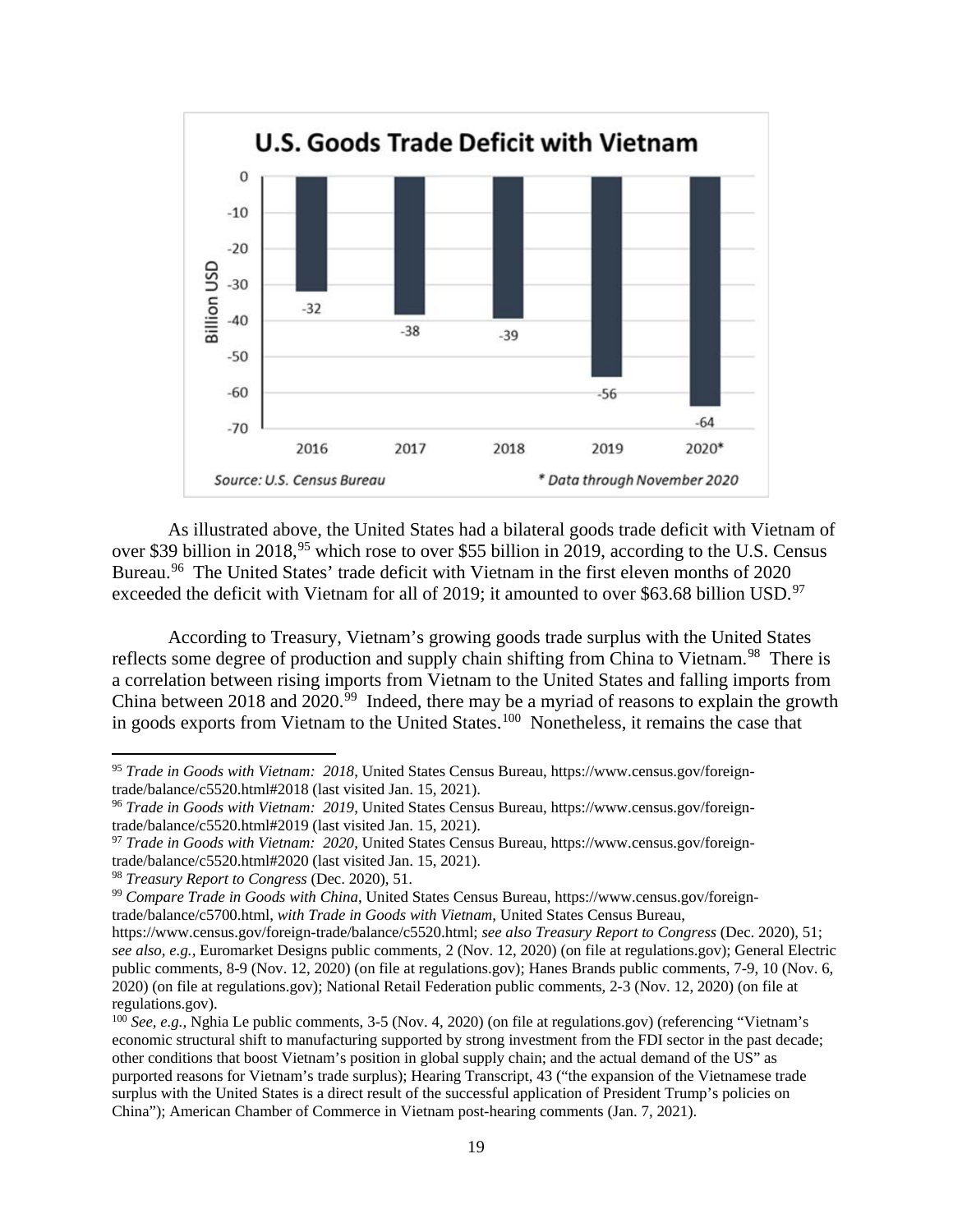**U.S. Goods Trade Deficit with Vietnam**

| Year | Billion USD |
|---|---|
| 2016 | -32 |
| 2017 | -38 |
| 2018 | -39 |
| 2019 | -56 |
| 2020* | -64 |

*Source: U.S. Census Bureau* — *\* Data through November 2020*

As illustrated above, the United States had a bilateral goods trade deficit with Vietnam of over $39 billion in 2018,[95] which rose to over $55 billion in 2019, according to the U.S. Census Bureau.[96] The United States' trade deficit with Vietnam in the first eleven months of 2020 exceeded the deficit with Vietnam for all of 2019; it amounted to over $63.68 billion USD.[97]

According to Treasury, Vietnam's growing goods trade surplus with the United States reflects some degree of production and supply chain shifting from China to Vietnam.[98] There is a correlation between rising imports from Vietnam to the United States and falling imports from China between 2018 and 2020.[99] Indeed, there may be a myriad of reasons to explain the growth in goods exports from Vietnam to the United States.[100] Nonetheless, it remains the case that

---

[95] *Trade in Goods with Vietnam: 2018*, United States Census Bureau, https://www.census.gov/foreign-trade/balance/c5520.html#2018 (last visited Jan. 15, 2021).

[96] *Trade in Goods with Vietnam: 2019*, United States Census Bureau, https://www.census.gov/foreign-trade/balance/c5520.html#2019 (last visited Jan. 15, 2021).

[97] *Trade in Goods with Vietnam: 2020*, United States Census Bureau, https://www.census.gov/foreign-trade/balance/c5520.html#2020 (last visited Jan. 15, 2021).

[98] *Treasury Report to Congress* (Dec. 2020), 51.

[99] *Compare Trade in Goods with China*, United States Census Bureau, https://www.census.gov/foreign-trade/balance/c5700.html, *with Trade in Goods with Vietnam*, United States Census Bureau, https://www.census.gov/foreign-trade/balance/c5520.html; *see also Treasury Report to Congress* (Dec. 2020), 51; *see also, e.g.*, Euromarket Designs public comments, 2 (Nov. 12, 2020) (on file at regulations.gov); General Electric public comments, 8-9 (Nov. 12, 2020) (on file at regulations.gov); Hanes Brands public comments, 7-9, 10 (Nov. 6, 2020) (on file at regulations.gov); National Retail Federation public comments, 2-3 (Nov. 12, 2020) (on file at regulations.gov).

[100] *See, e.g.*, Nghia Le public comments, 3-5 (Nov. 4, 2020) (on file at regulations.gov) (referencing "Vietnam's economic structural shift to manufacturing supported by strong investment from the FDI sector in the past decade; other conditions that boost Vietnam's position in global supply chain; and the actual demand of the US" as purported reasons for Vietnam's trade surplus); Hearing Transcript, 43 ("the expansion of the Vietnamese trade surplus with the United States is a direct result of the successful application of President Trump's policies on China"); American Chamber of Commerce in Vietnam post-hearing comments (Jan. 7, 2021).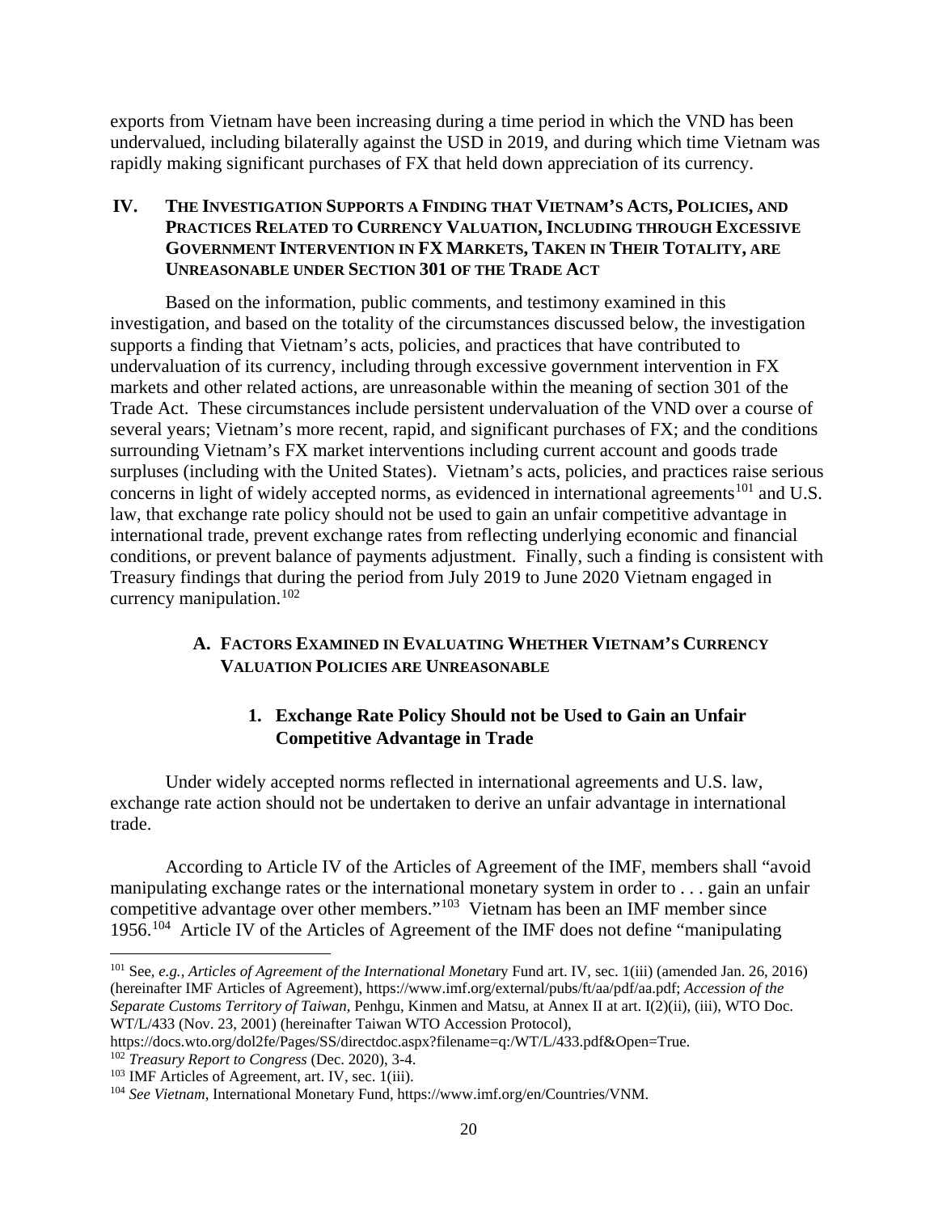exports from Vietnam have been increasing during a time period in which the VND has been undervalued, including bilaterally against the USD in 2019, and during which time Vietnam was rapidly making significant purchases of FX that held down appreciation of its currency.

## IV. The Investigation Supports a Finding that Vietnam's Acts, Policies, and Practices Related to Currency Valuation, Including through Excessive Government Intervention in FX Markets, Taken in Their Totality, are Unreasonable under Section 301 of the Trade Act

Based on the information, public comments, and testimony examined in this investigation, and based on the totality of the circumstances discussed below, the investigation supports a finding that Vietnam's acts, policies, and practices that have contributed to undervaluation of its currency, including through excessive government intervention in FX markets and other related actions, are unreasonable within the meaning of section 301 of the Trade Act. These circumstances include persistent undervaluation of the VND over a course of several years; Vietnam's more recent, rapid, and significant purchases of FX; and the conditions surrounding Vietnam's FX market interventions including current account and goods trade surpluses (including with the United States). Vietnam's acts, policies, and practices raise serious concerns in light of widely accepted norms, as evidenced in international agreements[101] and U.S. law, that exchange rate policy should not be used to gain an unfair competitive advantage in international trade, prevent exchange rates from reflecting underlying economic and financial conditions, or prevent balance of payments adjustment. Finally, such a finding is consistent with Treasury findings that during the period from July 2019 to June 2020 Vietnam engaged in currency manipulation.[102]

### A. Factors Examined in Evaluating Whether Vietnam's Currency Valuation Policies are Unreasonable

#### 1. Exchange Rate Policy Should not be Used to Gain an Unfair Competitive Advantage in Trade

Under widely accepted norms reflected in international agreements and U.S. law, exchange rate action should not be undertaken to derive an unfair advantage in international trade.

According to Article IV of the Articles of Agreement of the IMF, members shall "avoid manipulating exchange rates or the international monetary system in order to . . . gain an unfair competitive advantage over other members."[103] Vietnam has been an IMF member since 1956.[104] Article IV of the Articles of Agreement of the IMF does not define "manipulating

---

[101] See, *e.g.*, *Articles of Agreement of the International Monetary Fund* art. IV, sec. 1(iii) (amended Jan. 26, 2016) (hereinafter IMF Articles of Agreement), https://www.imf.org/external/pubs/ft/aa/pdf/aa.pdf; *Accession of the Separate Customs Territory of Taiwan*, Penhgu, Kinmen and Matsu, at Annex II at art. I(2)(ii), (iii), WTO Doc. WT/L/433 (Nov. 23, 2001) (hereinafter Taiwan WTO Accession Protocol), https://docs.wto.org/dol2fe/Pages/SS/directdoc.aspx?filename=q:/WT/L/433.pdf&Open=True.

[102] *Treasury Report to Congress* (Dec. 2020), 3-4.

[103] IMF Articles of Agreement, art. IV, sec. 1(iii).

[104] *See Vietnam*, International Monetary Fund, https://www.imf.org/en/Countries/VNM.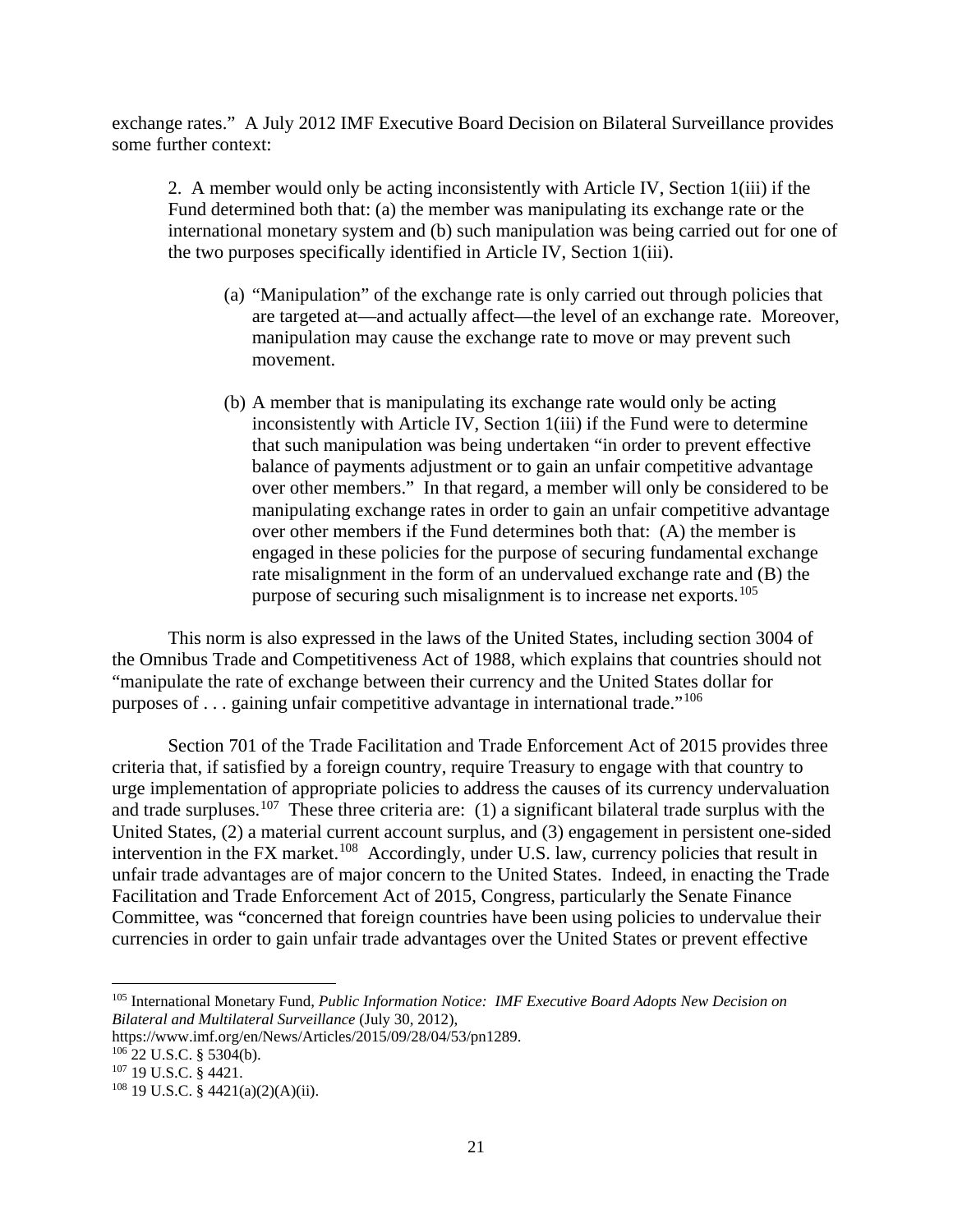exchange rates." A July 2012 IMF Executive Board Decision on Bilateral Surveillance provides some further context:

> 2. A member would only be acting inconsistently with Article IV, Section 1(iii) if the Fund determined both that: (a) the member was manipulating its exchange rate or the international monetary system and (b) such manipulation was being carried out for one of the two purposes specifically identified in Article IV, Section 1(iii).
>
> (a) "Manipulation" of the exchange rate is only carried out through policies that are targeted at—and actually affect—the level of an exchange rate. Moreover, manipulation may cause the exchange rate to move or may prevent such movement.
>
> (b) A member that is manipulating its exchange rate would only be acting inconsistently with Article IV, Section 1(iii) if the Fund were to determine that such manipulation was being undertaken "in order to prevent effective balance of payments adjustment or to gain an unfair competitive advantage over other members." In that regard, a member will only be considered to be manipulating exchange rates in order to gain an unfair competitive advantage over other members if the Fund determines both that: (A) the member is engaged in these policies for the purpose of securing fundamental exchange rate misalignment in the form of an undervalued exchange rate and (B) the purpose of securing such misalignment is to increase net exports.[105]

This norm is also expressed in the laws of the United States, including section 3004 of the Omnibus Trade and Competitiveness Act of 1988, which explains that countries should not "manipulate the rate of exchange between their currency and the United States dollar for purposes of . . . gaining unfair competitive advantage in international trade."[106]

Section 701 of the Trade Facilitation and Trade Enforcement Act of 2015 provides three criteria that, if satisfied by a foreign country, require Treasury to engage with that country to urge implementation of appropriate policies to address the causes of its currency undervaluation and trade surpluses.[107] These three criteria are: (1) a significant bilateral trade surplus with the United States, (2) a material current account surplus, and (3) engagement in persistent one-sided intervention in the FX market.[108] Accordingly, under U.S. law, currency policies that result in unfair trade advantages are of major concern to the United States. Indeed, in enacting the Trade Facilitation and Trade Enforcement Act of 2015, Congress, particularly the Senate Finance Committee, was "concerned that foreign countries have been using policies to undervalue their currencies in order to gain unfair trade advantages over the United States or prevent effective

---

[105] International Monetary Fund, *Public Information Notice: IMF Executive Board Adopts New Decision on Bilateral and Multilateral Surveillance* (July 30, 2012), https://www.imf.org/en/News/Articles/2015/09/28/04/53/pn1289.

[106] 22 U.S.C. § 5304(b).

[107] 19 U.S.C. § 4421.

[108] 19 U.S.C. § 4421(a)(2)(A)(ii).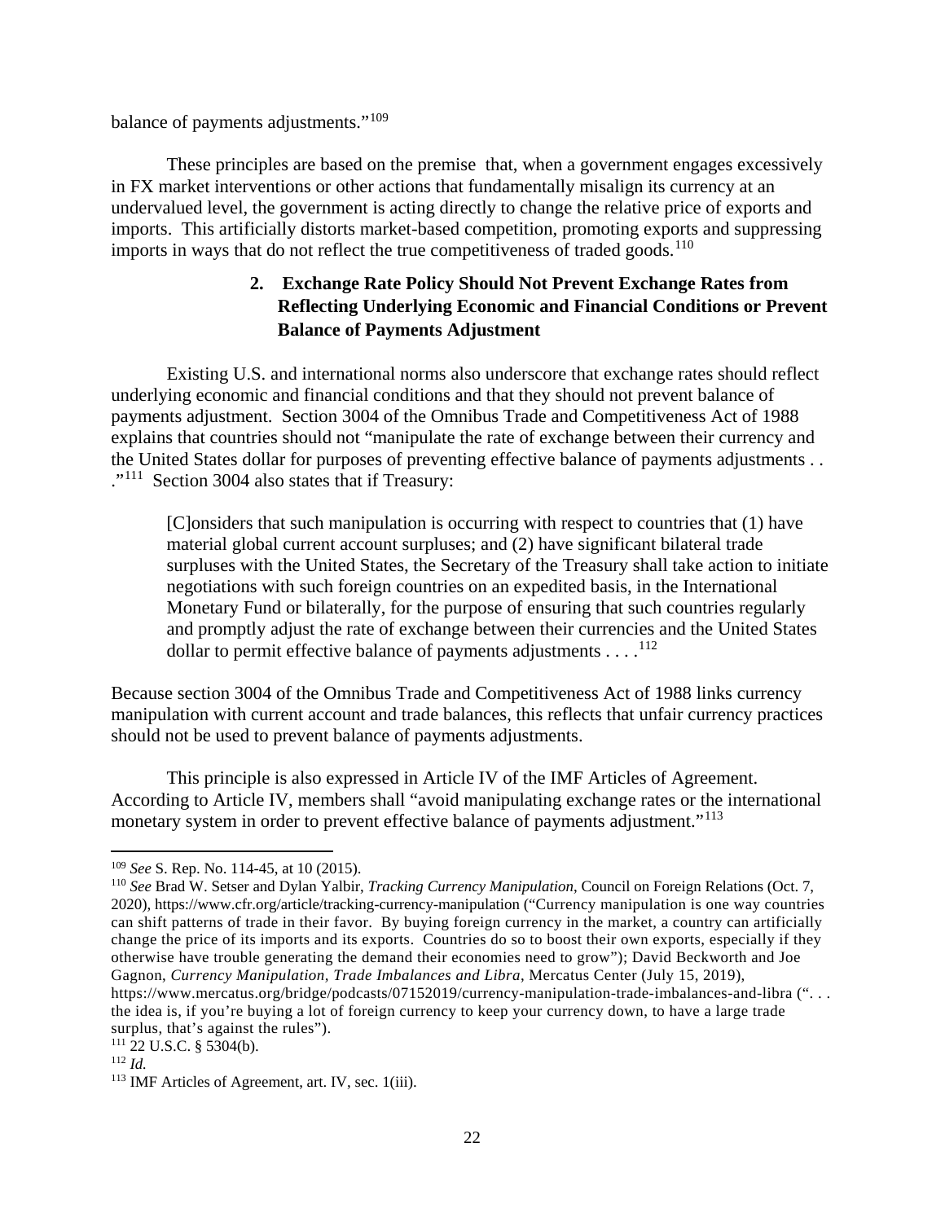balance of payments adjustments."[109]

These principles are based on the premise that, when a government engages excessively in FX market interventions or other actions that fundamentally misalign its currency at an undervalued level, the government is acting directly to change the relative price of exports and imports. This artificially distorts market-based competition, promoting exports and suppressing imports in ways that do not reflect the true competitiveness of traded goods.[110]

### 2. Exchange Rate Policy Should Not Prevent Exchange Rates from Reflecting Underlying Economic and Financial Conditions or Prevent Balance of Payments Adjustment

Existing U.S. and international norms also underscore that exchange rates should reflect underlying economic and financial conditions and that they should not prevent balance of payments adjustment. Section 3004 of the Omnibus Trade and Competitiveness Act of 1988 explains that countries should not "manipulate the rate of exchange between their currency and the United States dollar for purposes of preventing effective balance of payments adjustments . . ."[111] Section 3004 also states that if Treasury:

> [C]onsiders that such manipulation is occurring with respect to countries that (1) have material global current account surpluses; and (2) have significant bilateral trade surpluses with the United States, the Secretary of the Treasury shall take action to initiate negotiations with such foreign countries on an expedited basis, in the International Monetary Fund or bilaterally, for the purpose of ensuring that such countries regularly and promptly adjust the rate of exchange between their currencies and the United States dollar to permit effective balance of payments adjustments . . . .[112]

Because section 3004 of the Omnibus Trade and Competitiveness Act of 1988 links currency manipulation with current account and trade balances, this reflects that unfair currency practices should not be used to prevent balance of payments adjustments.

This principle is also expressed in Article IV of the IMF Articles of Agreement. According to Article IV, members shall "avoid manipulating exchange rates or the international monetary system in order to prevent effective balance of payments adjustment."[113]

---

[109] *See* S. Rep. No. 114-45, at 10 (2015).

[110] *See* Brad W. Setser and Dylan Yalbir, *Tracking Currency Manipulation*, Council on Foreign Relations (Oct. 7, 2020), https://www.cfr.org/article/tracking-currency-manipulation ("Currency manipulation is one way countries can shift patterns of trade in their favor. By buying foreign currency in the market, a country can artificially change the price of its imports and its exports. Countries do so to boost their own exports, especially if they otherwise have trouble generating the demand their economies need to grow"); David Beckworth and Joe Gagnon, *Currency Manipulation, Trade Imbalances and Libra*, Mercatus Center (July 15, 2019), https://www.mercatus.org/bridge/podcasts/07152019/currency-manipulation-trade-imbalances-and-libra (". . . the idea is, if you're buying a lot of foreign currency to keep your currency down, to have a large trade surplus, that's against the rules").

[111] 22 U.S.C. § 5304(b).

[112] *Id.*

[113] IMF Articles of Agreement, art. IV, sec. 1(iii).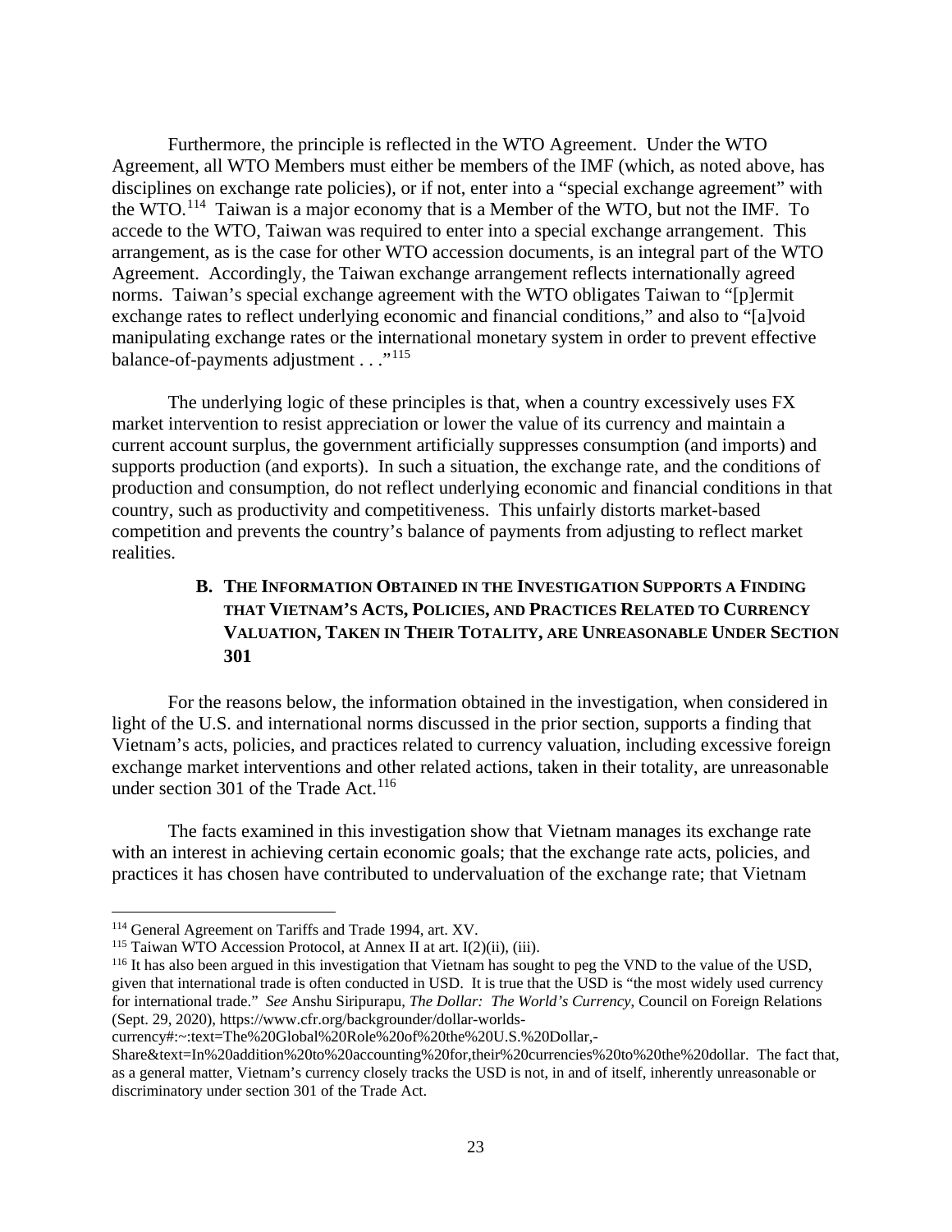Furthermore, the principle is reflected in the WTO Agreement. Under the WTO Agreement, all WTO Members must either be members of the IMF (which, as noted above, has disciplines on exchange rate policies), or if not, enter into a "special exchange agreement" with the WTO.[114] Taiwan is a major economy that is a Member of the WTO, but not the IMF. To accede to the WTO, Taiwan was required to enter into a special exchange arrangement. This arrangement, as is the case for other WTO accession documents, is an integral part of the WTO Agreement. Accordingly, the Taiwan exchange arrangement reflects internationally agreed norms. Taiwan's special exchange agreement with the WTO obligates Taiwan to "[p]ermit exchange rates to reflect underlying economic and financial conditions," and also to "[a]void manipulating exchange rates or the international monetary system in order to prevent effective balance-of-payments adjustment . . ."[115]

The underlying logic of these principles is that, when a country excessively uses FX market intervention to resist appreciation or lower the value of its currency and maintain a current account surplus, the government artificially suppresses consumption (and imports) and supports production (and exports). In such a situation, the exchange rate, and the conditions of production and consumption, do not reflect underlying economic and financial conditions in that country, such as productivity and competitiveness. This unfairly distorts market-based competition and prevents the country's balance of payments from adjusting to reflect market realities.

### B. The Information Obtained in the Investigation Supports a Finding that Vietnam's Acts, Policies, and Practices Related to Currency Valuation, Taken in Their Totality, are Unreasonable Under Section 301

For the reasons below, the information obtained in the investigation, when considered in light of the U.S. and international norms discussed in the prior section, supports a finding that Vietnam's acts, policies, and practices related to currency valuation, including excessive foreign exchange market interventions and other related actions, taken in their totality, are unreasonable under section 301 of the Trade Act.[116]

The facts examined in this investigation show that Vietnam manages its exchange rate with an interest in achieving certain economic goals; that the exchange rate acts, policies, and practices it has chosen have contributed to undervaluation of the exchange rate; that Vietnam

---

[114] General Agreement on Tariffs and Trade 1994, art. XV.

[115] Taiwan WTO Accession Protocol, at Annex II at art. I(2)(ii), (iii).

[116] It has also been argued in this investigation that Vietnam has sought to peg the VND to the value of the USD, given that international trade is often conducted in USD. It is true that the USD is "the most widely used currency for international trade." *See* Anshu Siripurapu, *The Dollar: The World's Currency*, Council on Foreign Relations (Sept. 29, 2020), https://www.cfr.org/backgrounder/dollar-worlds-currency#:~:text=The%20Global%20Role%20of%20the%20U.S.%20Dollar,-Share&text=In%20addition%20to%20accounting%20for,their%20currencies%20to%20the%20dollar. The fact that, as a general matter, Vietnam's currency closely tracks the USD is not, in and of itself, inherently unreasonable or discriminatory under section 301 of the Trade Act.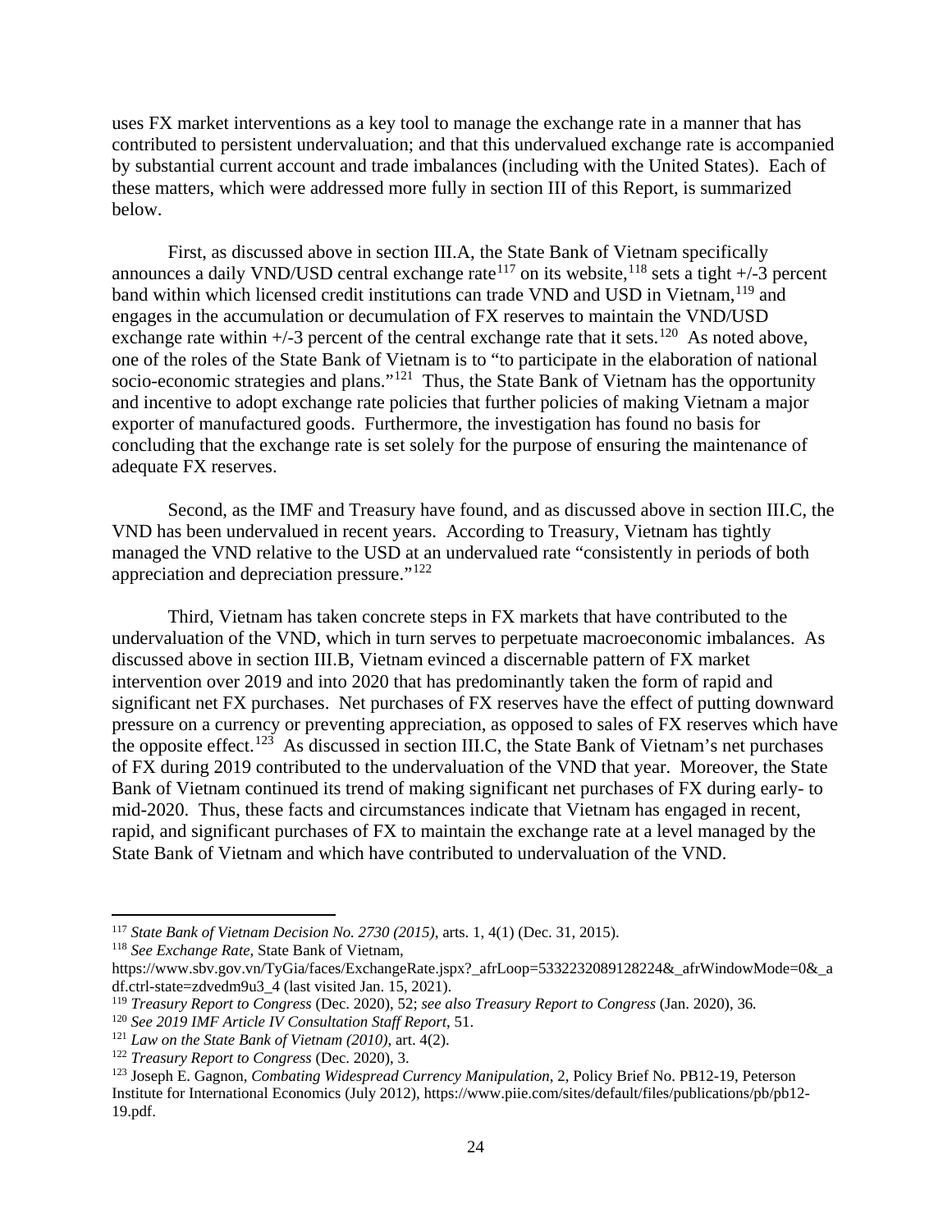uses FX market interventions as a key tool to manage the exchange rate in a manner that has contributed to persistent undervaluation; and that this undervalued exchange rate is accompanied by substantial current account and trade imbalances (including with the United States). Each of these matters, which were addressed more fully in section III of this Report, is summarized below.

First, as discussed above in section III.A, the State Bank of Vietnam specifically announces a daily VND/USD central exchange rate[117] on its website,[118] sets a tight +/-3 percent band within which licensed credit institutions can trade VND and USD in Vietnam,[119] and engages in the accumulation or decumulation of FX reserves to maintain the VND/USD exchange rate within +/-3 percent of the central exchange rate that it sets.[120] As noted above, one of the roles of the State Bank of Vietnam is to "to participate in the elaboration of national socio-economic strategies and plans."[121] Thus, the State Bank of Vietnam has the opportunity and incentive to adopt exchange rate policies that further policies of making Vietnam a major exporter of manufactured goods. Furthermore, the investigation has found no basis for concluding that the exchange rate is set solely for the purpose of ensuring the maintenance of adequate FX reserves.

Second, as the IMF and Treasury have found, and as discussed above in section III.C, the VND has been undervalued in recent years. According to Treasury, Vietnam has tightly managed the VND relative to the USD at an undervalued rate "consistently in periods of both appreciation and depreciation pressure."[122]

Third, Vietnam has taken concrete steps in FX markets that have contributed to the undervaluation of the VND, which in turn serves to perpetuate macroeconomic imbalances. As discussed above in section III.B, Vietnam evinced a discernable pattern of FX market intervention over 2019 and into 2020 that has predominantly taken the form of rapid and significant net FX purchases. Net purchases of FX reserves have the effect of putting downward pressure on a currency or preventing appreciation, as opposed to sales of FX reserves which have the opposite effect.[123] As discussed in section III.C, the State Bank of Vietnam's net purchases of FX during 2019 contributed to the undervaluation of the VND that year. Moreover, the State Bank of Vietnam continued its trend of making significant net purchases of FX during early- to mid-2020. Thus, these facts and circumstances indicate that Vietnam has engaged in recent, rapid, and significant purchases of FX to maintain the exchange rate at a level managed by the State Bank of Vietnam and which have contributed to undervaluation of the VND.

---

[117] *State Bank of Vietnam Decision No. 2730 (2015)*, arts. 1, 4(1) (Dec. 31, 2015).

[118] *See Exchange Rate*, State Bank of Vietnam, https://www.sbv.gov.vn/TyGia/faces/ExchangeRate.jspx?_afrLoop=5332232089128224&_afrWindowMode=0&_adf.ctrl-state=zdvedm9u3_4 (last visited Jan. 15, 2021).

[119] *Treasury Report to Congress* (Dec. 2020), 52; *see also Treasury Report to Congress* (Jan. 2020), 36.

[120] *See 2019 IMF Article IV Consultation Staff Report*, 51.

[121] *Law on the State Bank of Vietnam (2010)*, art. 4(2).

[122] *Treasury Report to Congress* (Dec. 2020), 3.

[123] Joseph E. Gagnon, *Combating Widespread Currency Manipulation*, 2, Policy Brief No. PB12-19, Peterson Institute for International Economics (July 2012), https://www.piie.com/sites/default/files/publications/pb/pb12-19.pdf.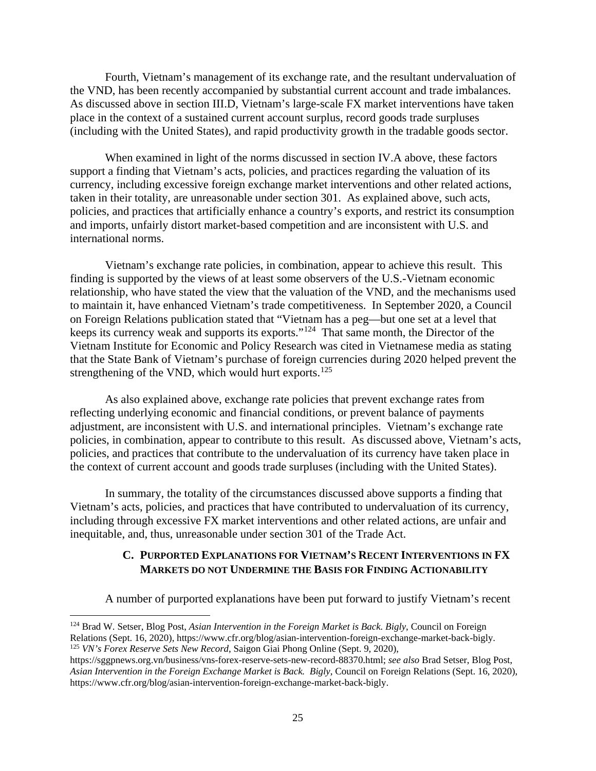Fourth, Vietnam's management of its exchange rate, and the resultant undervaluation of the VND, has been recently accompanied by substantial current account and trade imbalances. As discussed above in section III.D, Vietnam's large-scale FX market interventions have taken place in the context of a sustained current account surplus, record goods trade surpluses (including with the United States), and rapid productivity growth in the tradable goods sector.

When examined in light of the norms discussed in section IV.A above, these factors support a finding that Vietnam's acts, policies, and practices regarding the valuation of its currency, including excessive foreign exchange market interventions and other related actions, taken in their totality, are unreasonable under section 301. As explained above, such acts, policies, and practices that artificially enhance a country's exports, and restrict its consumption and imports, unfairly distort market-based competition and are inconsistent with U.S. and international norms.

Vietnam's exchange rate policies, in combination, appear to achieve this result. This finding is supported by the views of at least some observers of the U.S.-Vietnam economic relationship, who have stated the view that the valuation of the VND, and the mechanisms used to maintain it, have enhanced Vietnam's trade competitiveness. In September 2020, a Council on Foreign Relations publication stated that "Vietnam has a peg—but one set at a level that keeps its currency weak and supports its exports."[124] That same month, the Director of the Vietnam Institute for Economic and Policy Research was cited in Vietnamese media as stating that the State Bank of Vietnam's purchase of foreign currencies during 2020 helped prevent the strengthening of the VND, which would hurt exports.[125]

As also explained above, exchange rate policies that prevent exchange rates from reflecting underlying economic and financial conditions, or prevent balance of payments adjustment, are inconsistent with U.S. and international principles. Vietnam's exchange rate policies, in combination, appear to contribute to this result. As discussed above, Vietnam's acts, policies, and practices that contribute to the undervaluation of its currency have taken place in the context of current account and goods trade surpluses (including with the United States).

In summary, the totality of the circumstances discussed above supports a finding that Vietnam's acts, policies, and practices that have contributed to undervaluation of its currency, including through excessive FX market interventions and other related actions, are unfair and inequitable, and, thus, unreasonable under section 301 of the Trade Act.

### C. Purported Explanations for Vietnam's Recent Interventions in FX Markets do not Undermine the Basis for Finding Actionability

A number of purported explanations have been put forward to justify Vietnam's recent

---

[124] Brad W. Setser, Blog Post, *Asian Intervention in the Foreign Market is Back. Bigly*, Council on Foreign Relations (Sept. 16, 2020), https://www.cfr.org/blog/asian-intervention-foreign-exchange-market-back-bigly.

[125] *VN's Forex Reserve Sets New Record*, Saigon Giai Phong Online (Sept. 9, 2020), https://sggpnews.org.vn/business/vns-forex-reserve-sets-new-record-88370.html; *see also* Brad Setser, Blog Post, *Asian Intervention in the Foreign Exchange Market is Back. Bigly*, Council on Foreign Relations (Sept. 16, 2020), https://www.cfr.org/blog/asian-intervention-foreign-exchange-market-back-bigly.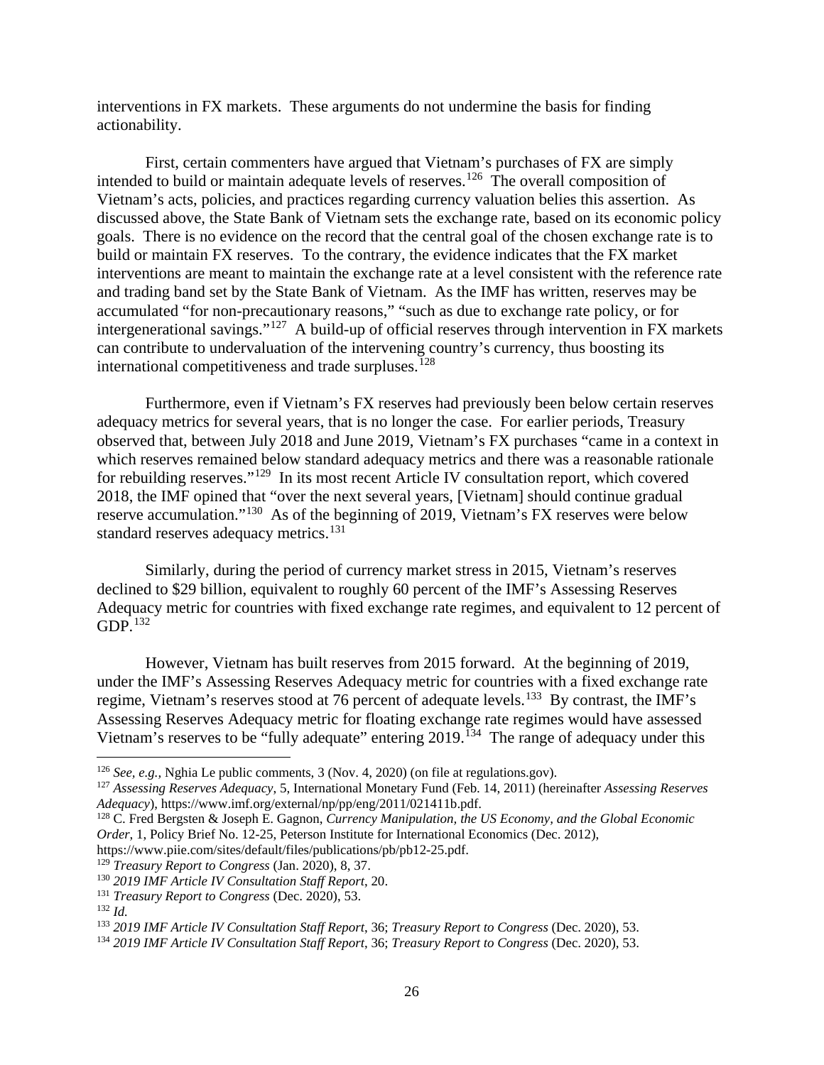interventions in FX markets. These arguments do not undermine the basis for finding actionability.

First, certain commenters have argued that Vietnam's purchases of FX are simply intended to build or maintain adequate levels of reserves.[126] The overall composition of Vietnam's acts, policies, and practices regarding currency valuation belies this assertion. As discussed above, the State Bank of Vietnam sets the exchange rate, based on its economic policy goals. There is no evidence on the record that the central goal of the chosen exchange rate is to build or maintain FX reserves. To the contrary, the evidence indicates that the FX market interventions are meant to maintain the exchange rate at a level consistent with the reference rate and trading band set by the State Bank of Vietnam. As the IMF has written, reserves may be accumulated "for non-precautionary reasons," "such as due to exchange rate policy, or for intergenerational savings."[127] A build-up of official reserves through intervention in FX markets can contribute to undervaluation of the intervening country's currency, thus boosting its international competitiveness and trade surpluses.[128]

Furthermore, even if Vietnam's FX reserves had previously been below certain reserves adequacy metrics for several years, that is no longer the case. For earlier periods, Treasury observed that, between July 2018 and June 2019, Vietnam's FX purchases "came in a context in which reserves remained below standard adequacy metrics and there was a reasonable rationale for rebuilding reserves."[129] In its most recent Article IV consultation report, which covered 2018, the IMF opined that "over the next several years, [Vietnam] should continue gradual reserve accumulation."[130] As of the beginning of 2019, Vietnam's FX reserves were below standard reserves adequacy metrics.[131]

Similarly, during the period of currency market stress in 2015, Vietnam's reserves declined to $29 billion, equivalent to roughly 60 percent of the IMF's Assessing Reserves Adequacy metric for countries with fixed exchange rate regimes, and equivalent to 12 percent of GDP.[132]

However, Vietnam has built reserves from 2015 forward. At the beginning of 2019, under the IMF's Assessing Reserves Adequacy metric for countries with a fixed exchange rate regime, Vietnam's reserves stood at 76 percent of adequate levels.[133] By contrast, the IMF's Assessing Reserves Adequacy metric for floating exchange rate regimes would have assessed Vietnam's reserves to be "fully adequate" entering 2019.[134] The range of adequacy under this

---

[126] *See, e.g.*, Nghia Le public comments, 3 (Nov. 4, 2020) (on file at regulations.gov).

[127] *Assessing Reserves Adequacy*, 5, International Monetary Fund (Feb. 14, 2011) (hereinafter *Assessing Reserves Adequacy*), https://www.imf.org/external/np/pp/eng/2011/021411b.pdf.

[128] C. Fred Bergsten & Joseph E. Gagnon, *Currency Manipulation, the US Economy, and the Global Economic Order*, 1, Policy Brief No. 12-25, Peterson Institute for International Economics (Dec. 2012), https://www.piie.com/sites/default/files/publications/pb/pb12-25.pdf.

[129] *Treasury Report to Congress* (Jan. 2020), 8, 37.

[130] *2019 IMF Article IV Consultation Staff Report*, 20.

[131] *Treasury Report to Congress* (Dec. 2020), 53.

[132] *Id.*

[133] *2019 IMF Article IV Consultation Staff Report*, 36; *Treasury Report to Congress* (Dec. 2020), 53.

[134] *2019 IMF Article IV Consultation Staff Report*, 36; *Treasury Report to Congress* (Dec. 2020), 53.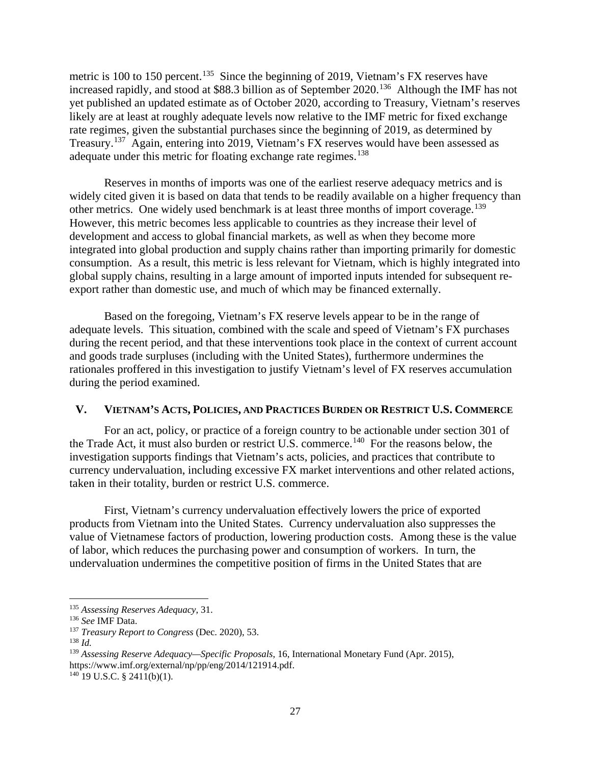metric is 100 to 150 percent.[135] Since the beginning of 2019, Vietnam's FX reserves have increased rapidly, and stood at $88.3 billion as of September 2020.[136] Although the IMF has not yet published an updated estimate as of October 2020, according to Treasury, Vietnam's reserves likely are at least at roughly adequate levels now relative to the IMF metric for fixed exchange rate regimes, given the substantial purchases since the beginning of 2019, as determined by Treasury.[137] Again, entering into 2019, Vietnam's FX reserves would have been assessed as adequate under this metric for floating exchange rate regimes.[138]

Reserves in months of imports was one of the earliest reserve adequacy metrics and is widely cited given it is based on data that tends to be readily available on a higher frequency than other metrics. One widely used benchmark is at least three months of import coverage.[139] However, this metric becomes less applicable to countries as they increase their level of development and access to global financial markets, as well as when they become more integrated into global production and supply chains rather than importing primarily for domestic consumption. As a result, this metric is less relevant for Vietnam, which is highly integrated into global supply chains, resulting in a large amount of imported inputs intended for subsequent re-export rather than domestic use, and much of which may be financed externally.

Based on the foregoing, Vietnam's FX reserve levels appear to be in the range of adequate levels. This situation, combined with the scale and speed of Vietnam's FX purchases during the recent period, and that these interventions took place in the context of current account and goods trade surpluses (including with the United States), furthermore undermines the rationales proffered in this investigation to justify Vietnam's level of FX reserves accumulation during the period examined.

## V. Vietnam's Acts, Policies, and Practices Burden or Restrict U.S. Commerce

For an act, policy, or practice of a foreign country to be actionable under section 301 of the Trade Act, it must also burden or restrict U.S. commerce.[140] For the reasons below, the investigation supports findings that Vietnam's acts, policies, and practices that contribute to currency undervaluation, including excessive FX market interventions and other related actions, taken in their totality, burden or restrict U.S. commerce.

First, Vietnam's currency undervaluation effectively lowers the price of exported products from Vietnam into the United States. Currency undervaluation also suppresses the value of Vietnamese factors of production, lowering production costs. Among these is the value of labor, which reduces the purchasing power and consumption of workers. In turn, the undervaluation undermines the competitive position of firms in the United States that are

---

[135] *Assessing Reserves Adequacy*, 31.

[136] *See* IMF Data.

[137] *Treasury Report to Congress* (Dec. 2020), 53.

[138] *Id.*

[139] *Assessing Reserve Adequacy—Specific Proposals*, 16, International Monetary Fund (Apr. 2015), https://www.imf.org/external/np/pp/eng/2014/121914.pdf.

[140] 19 U.S.C. § 2411(b)(1).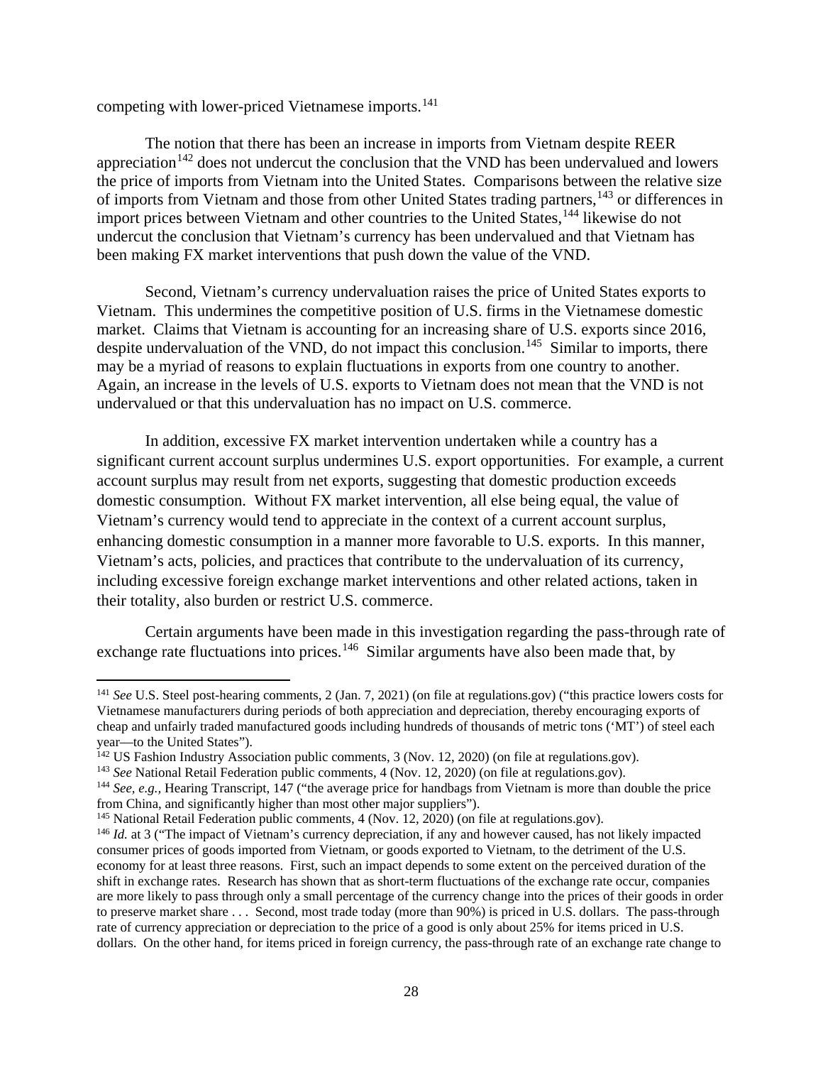competing with lower-priced Vietnamese imports.[141]

The notion that there has been an increase in imports from Vietnam despite REER appreciation[142] does not undercut the conclusion that the VND has been undervalued and lowers the price of imports from Vietnam into the United States. Comparisons between the relative size of imports from Vietnam and those from other United States trading partners,[143] or differences in import prices between Vietnam and other countries to the United States,[144] likewise do not undercut the conclusion that Vietnam's currency has been undervalued and that Vietnam has been making FX market interventions that push down the value of the VND.

Second, Vietnam's currency undervaluation raises the price of United States exports to Vietnam. This undermines the competitive position of U.S. firms in the Vietnamese domestic market. Claims that Vietnam is accounting for an increasing share of U.S. exports since 2016, despite undervaluation of the VND, do not impact this conclusion.[145] Similar to imports, there may be a myriad of reasons to explain fluctuations in exports from one country to another. Again, an increase in the levels of U.S. exports to Vietnam does not mean that the VND is not undervalued or that this undervaluation has no impact on U.S. commerce.

In addition, excessive FX market intervention undertaken while a country has a significant current account surplus undermines U.S. export opportunities. For example, a current account surplus may result from net exports, suggesting that domestic production exceeds domestic consumption. Without FX market intervention, all else being equal, the value of Vietnam's currency would tend to appreciate in the context of a current account surplus, enhancing domestic consumption in a manner more favorable to U.S. exports. In this manner, Vietnam's acts, policies, and practices that contribute to the undervaluation of its currency, including excessive foreign exchange market interventions and other related actions, taken in their totality, also burden or restrict U.S. commerce.

Certain arguments have been made in this investigation regarding the pass-through rate of exchange rate fluctuations into prices.[146] Similar arguments have also been made that, by

---

[141] *See* U.S. Steel post-hearing comments, 2 (Jan. 7, 2021) (on file at regulations.gov) ("this practice lowers costs for Vietnamese manufacturers during periods of both appreciation and depreciation, thereby encouraging exports of cheap and unfairly traded manufactured goods including hundreds of thousands of metric tons ('MT') of steel each year—to the United States").

[142] US Fashion Industry Association public comments, 3 (Nov. 12, 2020) (on file at regulations.gov).

[143] *See* National Retail Federation public comments, 4 (Nov. 12, 2020) (on file at regulations.gov).

[144] *See, e.g.,* Hearing Transcript, 147 ("the average price for handbags from Vietnam is more than double the price from China, and significantly higher than most other major suppliers").

[145] National Retail Federation public comments, 4 (Nov. 12, 2020) (on file at regulations.gov).

[146] *Id.* at 3 ("The impact of Vietnam's currency depreciation, if any and however caused, has not likely impacted consumer prices of goods imported from Vietnam, or goods exported to Vietnam, to the detriment of the U.S. economy for at least three reasons. First, such an impact depends to some extent on the perceived duration of the shift in exchange rates. Research has shown that as short-term fluctuations of the exchange rate occur, companies are more likely to pass through only a small percentage of the currency change into the prices of their goods in order to preserve market share . . . Second, most trade today (more than 90%) is priced in U.S. dollars. The pass-through rate of currency appreciation or depreciation to the price of a good is only about 25% for items priced in U.S. dollars. On the other hand, for items priced in foreign currency, the pass-through rate of an exchange rate change to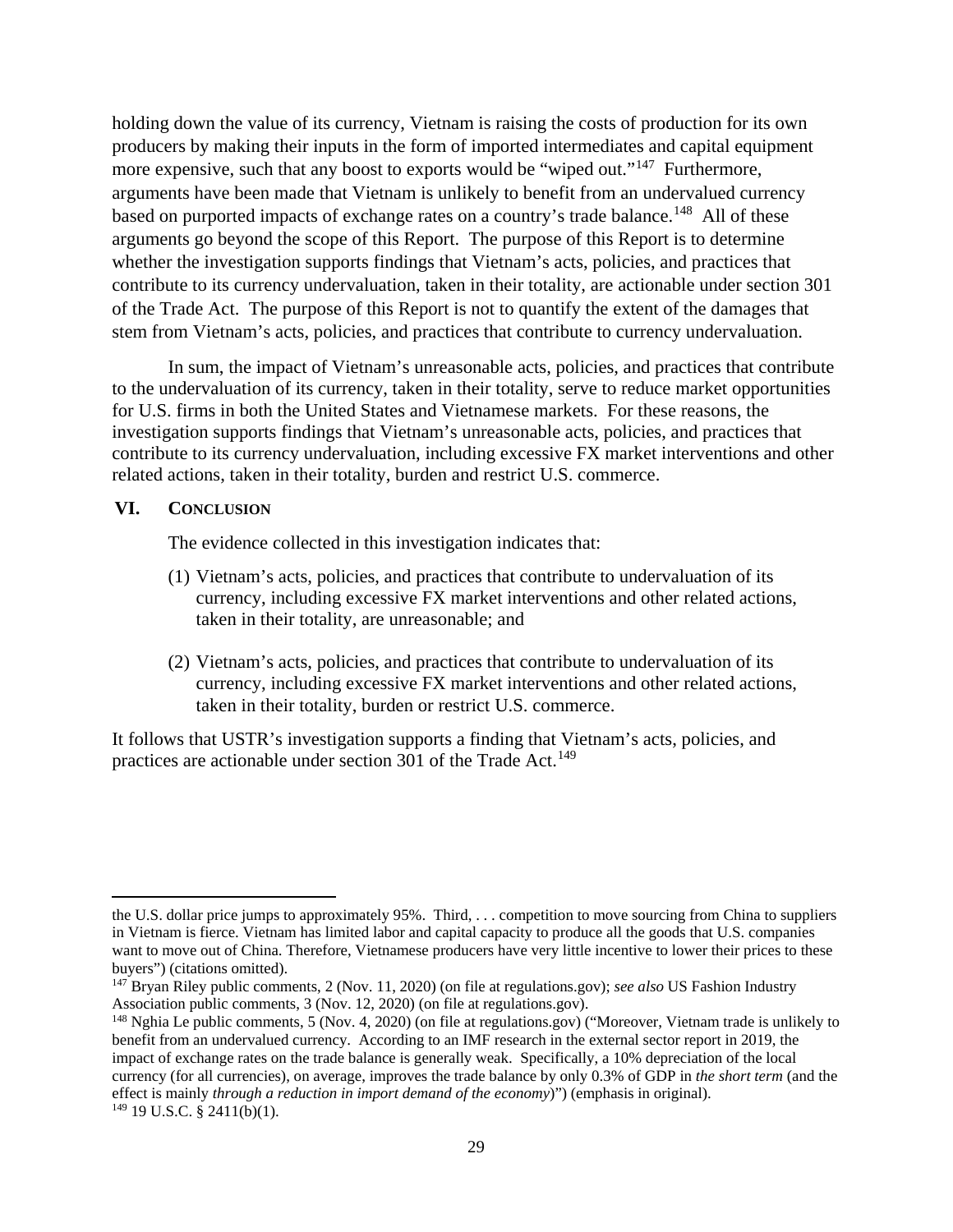holding down the value of its currency, Vietnam is raising the costs of production for its own producers by making their inputs in the form of imported intermediates and capital equipment more expensive, such that any boost to exports would be "wiped out."[147] Furthermore, arguments have been made that Vietnam is unlikely to benefit from an undervalued currency based on purported impacts of exchange rates on a country's trade balance.[148] All of these arguments go beyond the scope of this Report. The purpose of this Report is to determine whether the investigation supports findings that Vietnam's acts, policies, and practices that contribute to its currency undervaluation, taken in their totality, are actionable under section 301 of the Trade Act. The purpose of this Report is not to quantify the extent of the damages that stem from Vietnam's acts, policies, and practices that contribute to currency undervaluation.

In sum, the impact of Vietnam's unreasonable acts, policies, and practices that contribute to the undervaluation of its currency, taken in their totality, serve to reduce market opportunities for U.S. firms in both the United States and Vietnamese markets. For these reasons, the investigation supports findings that Vietnam's unreasonable acts, policies, and practices that contribute to its currency undervaluation, including excessive FX market interventions and other related actions, taken in their totality, burden and restrict U.S. commerce.

## VI. Conclusion

The evidence collected in this investigation indicates that:

(1) Vietnam's acts, policies, and practices that contribute to undervaluation of its currency, including excessive FX market interventions and other related actions, taken in their totality, are unreasonable; and

(2) Vietnam's acts, policies, and practices that contribute to undervaluation of its currency, including excessive FX market interventions and other related actions, taken in their totality, burden or restrict U.S. commerce.

It follows that USTR's investigation supports a finding that Vietnam's acts, policies, and practices are actionable under section 301 of the Trade Act.[149]

---

the U.S. dollar price jumps to approximately 95%. Third, . . . competition to move sourcing from China to suppliers in Vietnam is fierce. Vietnam has limited labor and capital capacity to produce all the goods that U.S. companies want to move out of China. Therefore, Vietnamese producers have very little incentive to lower their prices to these buyers") (citations omitted).

[147] Bryan Riley public comments, 2 (Nov. 11, 2020) (on file at regulations.gov); *see also* US Fashion Industry Association public comments, 3 (Nov. 12, 2020) (on file at regulations.gov).

[148] Nghia Le public comments, 5 (Nov. 4, 2020) (on file at regulations.gov) ("Moreover, Vietnam trade is unlikely to benefit from an undervalued currency. According to an IMF research in the external sector report in 2019, the impact of exchange rates on the trade balance is generally weak. Specifically, a 10% depreciation of the local currency (for all currencies), on average, improves the trade balance by only 0.3% of GDP in *the short term* (and the effect is mainly *through a reduction in import demand of the economy*)") (emphasis in original).

[149] 19 U.S.C. § 2411(b)(1).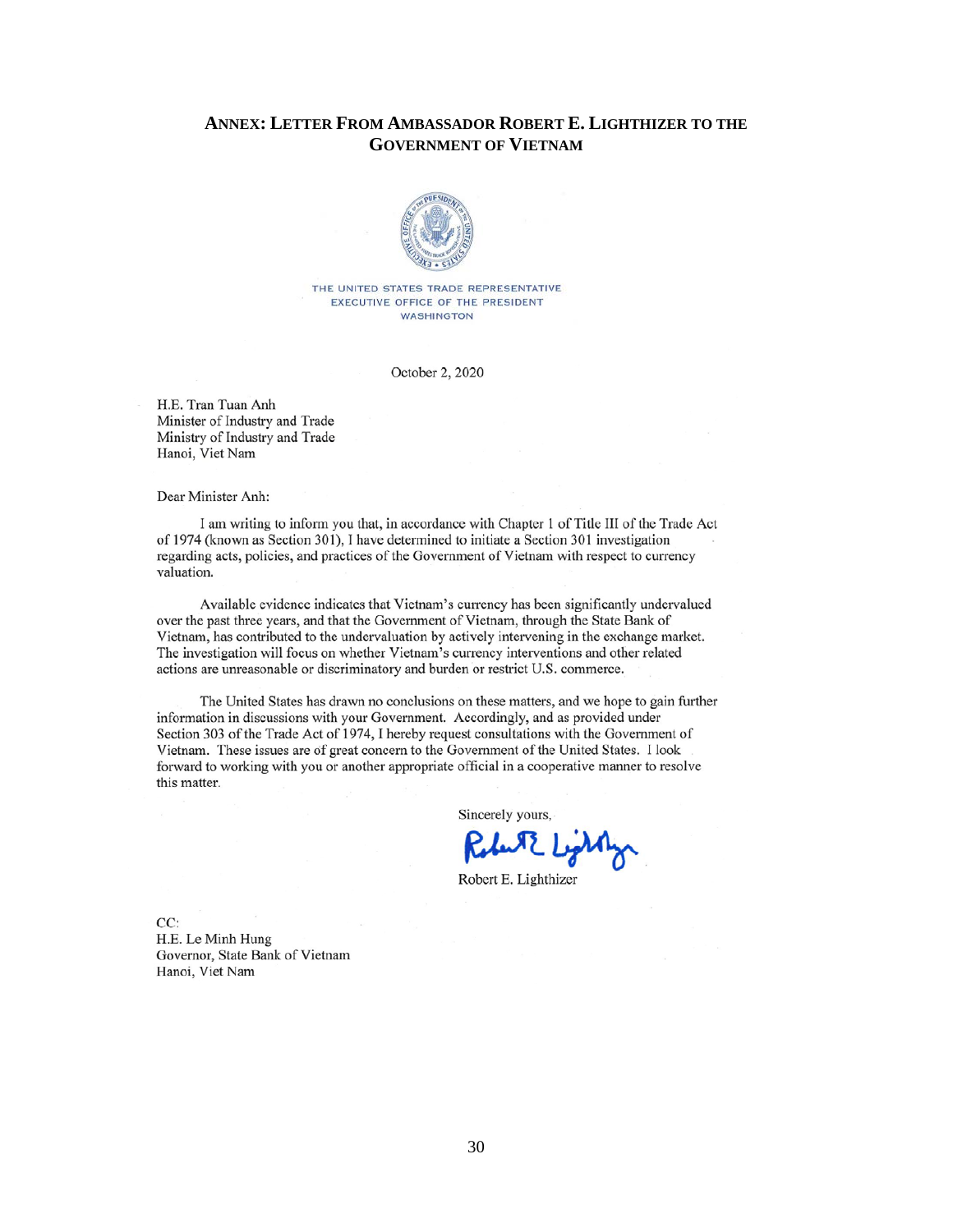## Annex: Letter From Ambassador Robert E. Lighthizer to the Government of Vietnam

THE UNITED STATES TRADE REPRESENTATIVE
EXECUTIVE OFFICE OF THE PRESIDENT
WASHINGTON

October 2, 2020

H.E. Tran Tuan Anh
Minister of Industry and Trade
Ministry of Industry and Trade
Hanoi, Viet Nam

Dear Minister Anh:

I am writing to inform you that, in accordance with Chapter 1 of Title III of the Trade Act of 1974 (known as Section 301), I have determined to initiate a Section 301 investigation regarding acts, policies, and practices of the Government of Vietnam with respect to currency valuation.

Available evidence indicates that Vietnam's currency has been significantly undervalued over the past three years, and that the Government of Vietnam, through the State Bank of Vietnam, has contributed to the undervaluation by actively intervening in the exchange market. The investigation will focus on whether Vietnam's currency interventions and other related actions are unreasonable or discriminatory and burden or restrict U.S. commerce.

The United States has drawn no conclusions on these matters, and we hope to gain further information in discussions with your Government. Accordingly, and as provided under Section 303 of the Trade Act of 1974, I hereby request consultations with the Government of Vietnam. These issues are of great concern to the Government of the United States. I look forward to working with you or another appropriate official in a cooperative manner to resolve this matter.

Sincerely yours,

Robert E. Lighthizer

CC:
H.E. Le Minh Hung
Governor, State Bank of Vietnam
Hanoi, Viet Nam